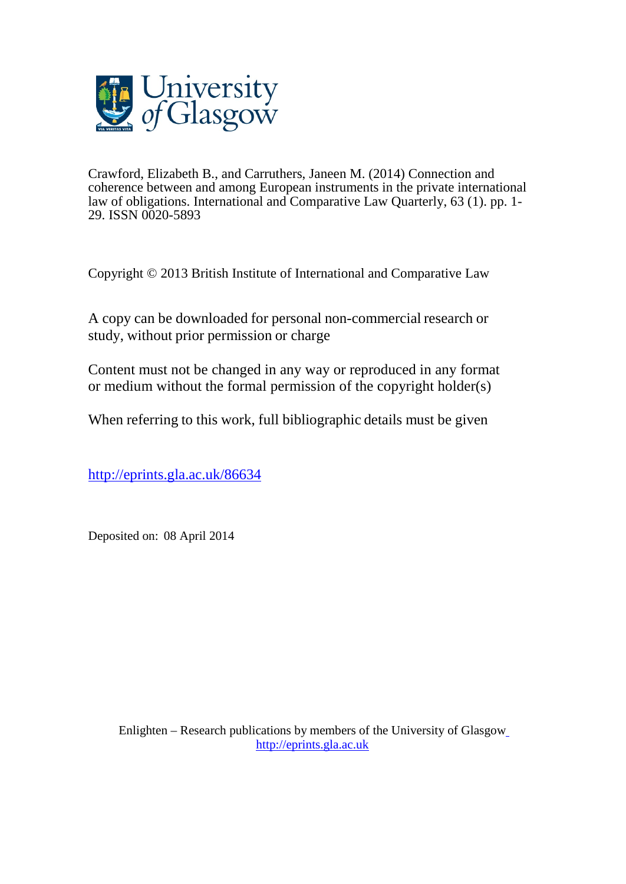Crawford, Elizabeth B., and Carruthers, Janeen M. (2014) Connection and coherence between and among European instruments in the private international law of obligations. International and Comparative Law Quarterly, 63 (1). pp. 1-29. ISSN 0020-5893

Copyright © 2013 British Institute of International and Comparative Law

A copy can be downloaded for personal non-commercial research or study, without prior permission or charge

Content must not be changed in any way or reproduced in any format or medium without the formal permission of the copyright holder(s)

When referring to this work, full bibliographic details must be given

http://eprints.gla.ac.uk/86634

Deposited on: 08 April 2014

Enlighten – Research publications by members of the University of Glasgow
http://eprints.gla.ac.uk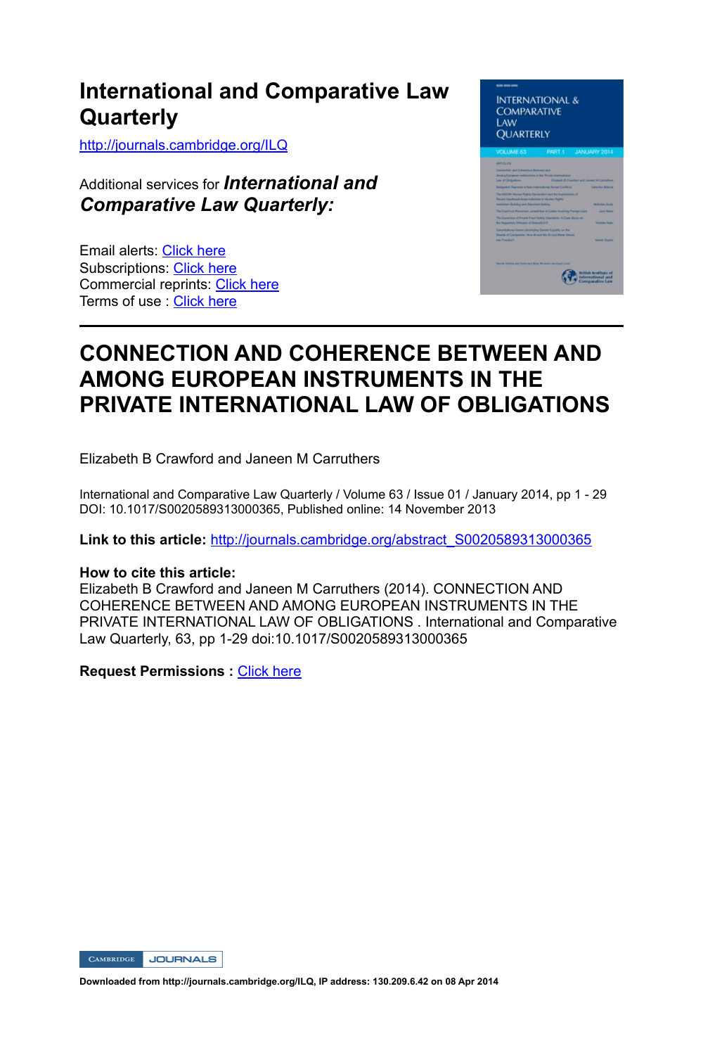# International and Comparative Law Quarterly

http://journals.cambridge.org/ILQ

Additional services for ***International and Comparative Law Quarterly:***

Email alerts: Click here
Subscriptions: Click here
Commercial reprints: Click here
Terms of use : Click here

---

# CONNECTION AND COHERENCE BETWEEN AND AMONG EUROPEAN INSTRUMENTS IN THE PRIVATE INTERNATIONAL LAW OF OBLIGATIONS

Elizabeth B Crawford and Janeen M Carruthers

International and Comparative Law Quarterly / Volume 63 / Issue 01 / January 2014, pp 1 - 29
DOI: 10.1017/S0020589313000365, Published online: 14 November 2013

**Link to this article:** http://journals.cambridge.org/abstract_S0020589313000365

**How to cite this article:**
Elizabeth B Crawford and Janeen M Carruthers (2014). CONNECTION AND COHERENCE BETWEEN AND AMONG EUROPEAN INSTRUMENTS IN THE PRIVATE INTERNATIONAL LAW OF OBLIGATIONS . International and Comparative Law Quarterly, 63, pp 1-29 doi:10.1017/S0020589313000365

**Request Permissions :** Click here

Downloaded from http://journals.cambridge.org/ILQ, IP address: 130.209.6.42 on 08 Apr 2014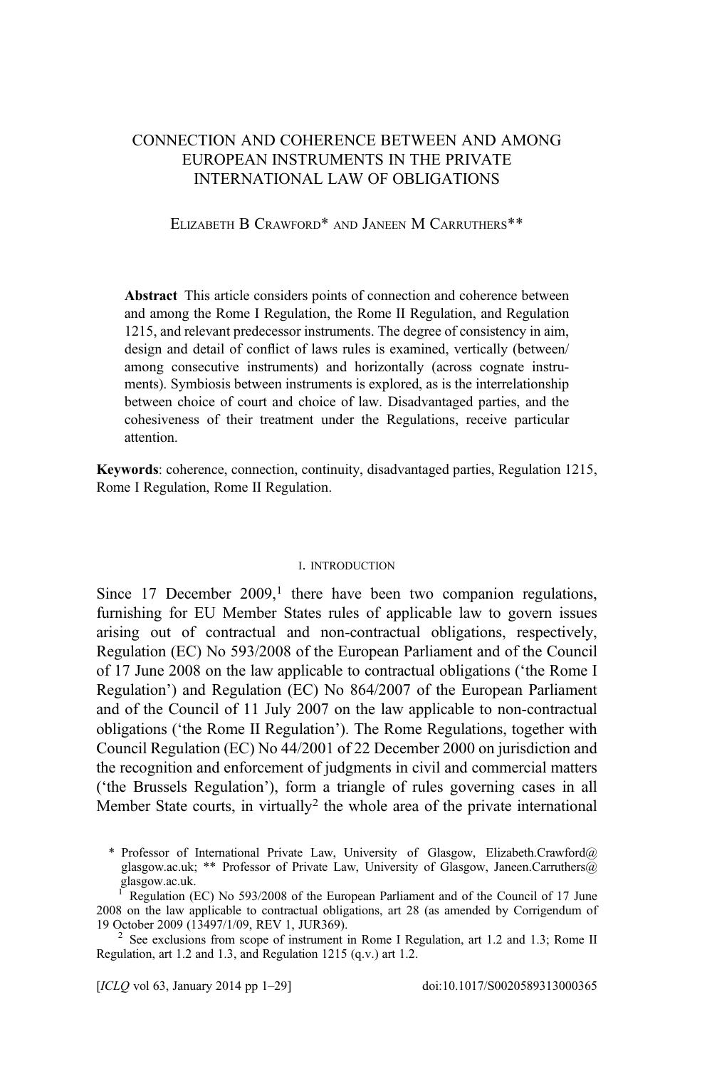# CONNECTION AND COHERENCE BETWEEN AND AMONG EUROPEAN INSTRUMENTS IN THE PRIVATE INTERNATIONAL LAW OF OBLIGATIONS

Elizabeth B Crawford* and Janeen M Carruthers**

**Abstract** This article considers points of connection and coherence between and among the Rome I Regulation, the Rome II Regulation, and Regulation 1215, and relevant predecessor instruments. The degree of consistency in aim, design and detail of conflict of laws rules is examined, vertically (between/among consecutive instruments) and horizontally (across cognate instruments). Symbiosis between instruments is explored, as is the interrelationship between choice of court and choice of law. Disadvantaged parties, and the cohesiveness of their treatment under the Regulations, receive particular attention.

**Keywords**: coherence, connection, continuity, disadvantaged parties, Regulation 1215, Rome I Regulation, Rome II Regulation.

## I. Introduction

Since 17 December 2009,[1] there have been two companion regulations, furnishing for EU Member States rules of applicable law to govern issues arising out of contractual and non-contractual obligations, respectively, Regulation (EC) No 593/2008 of the European Parliament and of the Council of 17 June 2008 on the law applicable to contractual obligations ('the Rome I Regulation') and Regulation (EC) No 864/2007 of the European Parliament and of the Council of 11 July 2007 on the law applicable to non-contractual obligations ('the Rome II Regulation'). The Rome Regulations, together with Council Regulation (EC) No 44/2001 of 22 December 2000 on jurisdiction and the recognition and enforcement of judgments in civil and commercial matters ('the Brussels Regulation'), form a triangle of rules governing cases in all Member State courts, in virtually[2] the whole area of the private international

\* Professor of International Private Law, University of Glasgow, Elizabeth.Crawford@glasgow.ac.uk; ** Professor of Private Law, University of Glasgow, Janeen.Carruthers@glasgow.ac.uk.

[1] Regulation (EC) No 593/2008 of the European Parliament and of the Council of 17 June 2008 on the law applicable to contractual obligations, art 28 (as amended by Corrigendum of 19 October 2009 (13497/1/09, REV 1, JUR369).

[2] See exclusions from scope of instrument in Rome I Regulation, art 1.2 and 1.3; Rome II Regulation, art 1.2 and 1.3, and Regulation 1215 (q.v.) art 1.2.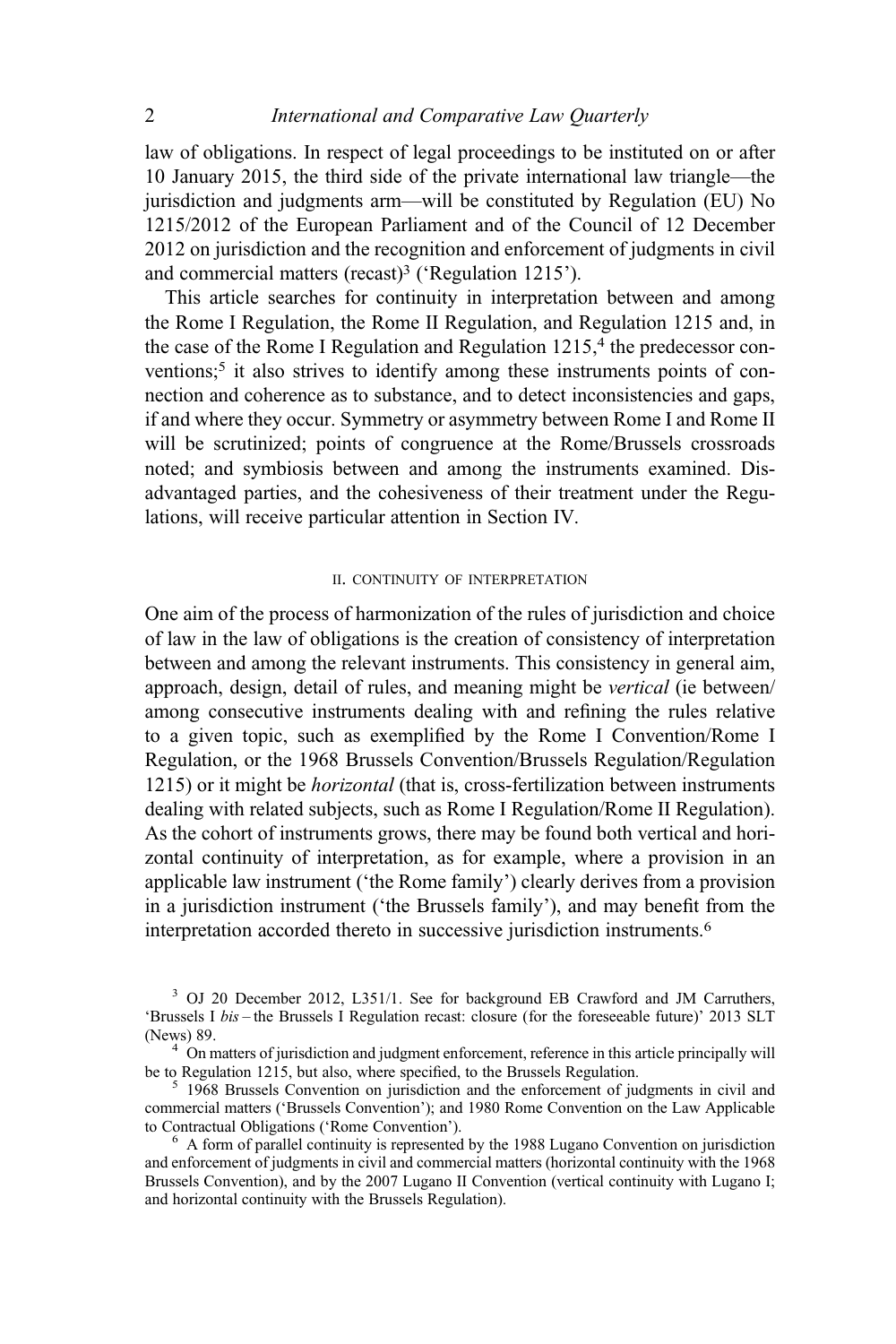law of obligations. In respect of legal proceedings to be instituted on or after 10 January 2015, the third side of the private international law triangle—the jurisdiction and judgments arm—will be constituted by Regulation (EU) No 1215/2012 of the European Parliament and of the Council of 12 December 2012 on jurisdiction and the recognition and enforcement of judgments in civil and commercial matters (recast)[3] ('Regulation 1215').

This article searches for continuity in interpretation between and among the Rome I Regulation, the Rome II Regulation, and Regulation 1215 and, in the case of the Rome I Regulation and Regulation 1215,[4] the predecessor conventions;[5] it also strives to identify among these instruments points of connection and coherence as to substance, and to detect inconsistencies and gaps, if and where they occur. Symmetry or asymmetry between Rome I and Rome II will be scrutinized; points of congruence at the Rome/Brussels crossroads noted; and symbiosis between and among the instruments examined. Disadvantaged parties, and the cohesiveness of their treatment under the Regulations, will receive particular attention in Section IV.

## II. CONTINUITY OF INTERPRETATION

One aim of the process of harmonization of the rules of jurisdiction and choice of law in the law of obligations is the creation of consistency of interpretation between and among the relevant instruments. This consistency in general aim, approach, design, detail of rules, and meaning might be *vertical* (ie between/among consecutive instruments dealing with and refining the rules relative to a given topic, such as exemplified by the Rome I Convention/Rome I Regulation, or the 1968 Brussels Convention/Brussels Regulation/Regulation 1215) or it might be *horizontal* (that is, cross-fertilization between instruments dealing with related subjects, such as Rome I Regulation/Rome II Regulation). As the cohort of instruments grows, there may be found both vertical and horizontal continuity of interpretation, as for example, where a provision in an applicable law instrument ('the Rome family') clearly derives from a provision in a jurisdiction instrument ('the Brussels family'), and may benefit from the interpretation accorded thereto in successive jurisdiction instruments.[6]

[3] OJ 20 December 2012, L351/1. See for background EB Crawford and JM Carruthers, 'Brussels I *bis* – the Brussels I Regulation recast: closure (for the foreseeable future)' 2013 SLT (News) 89.

[4] On matters of jurisdiction and judgment enforcement, reference in this article principally will be to Regulation 1215, but also, where specified, to the Brussels Regulation.

[5] 1968 Brussels Convention on jurisdiction and the enforcement of judgments in civil and commercial matters ('Brussels Convention'); and 1980 Rome Convention on the Law Applicable to Contractual Obligations ('Rome Convention').

[6] A form of parallel continuity is represented by the 1988 Lugano Convention on jurisdiction and enforcement of judgments in civil and commercial matters (horizontal continuity with the 1968 Brussels Convention), and by the 2007 Lugano II Convention (vertical continuity with Lugano I; and horizontal continuity with the Brussels Regulation).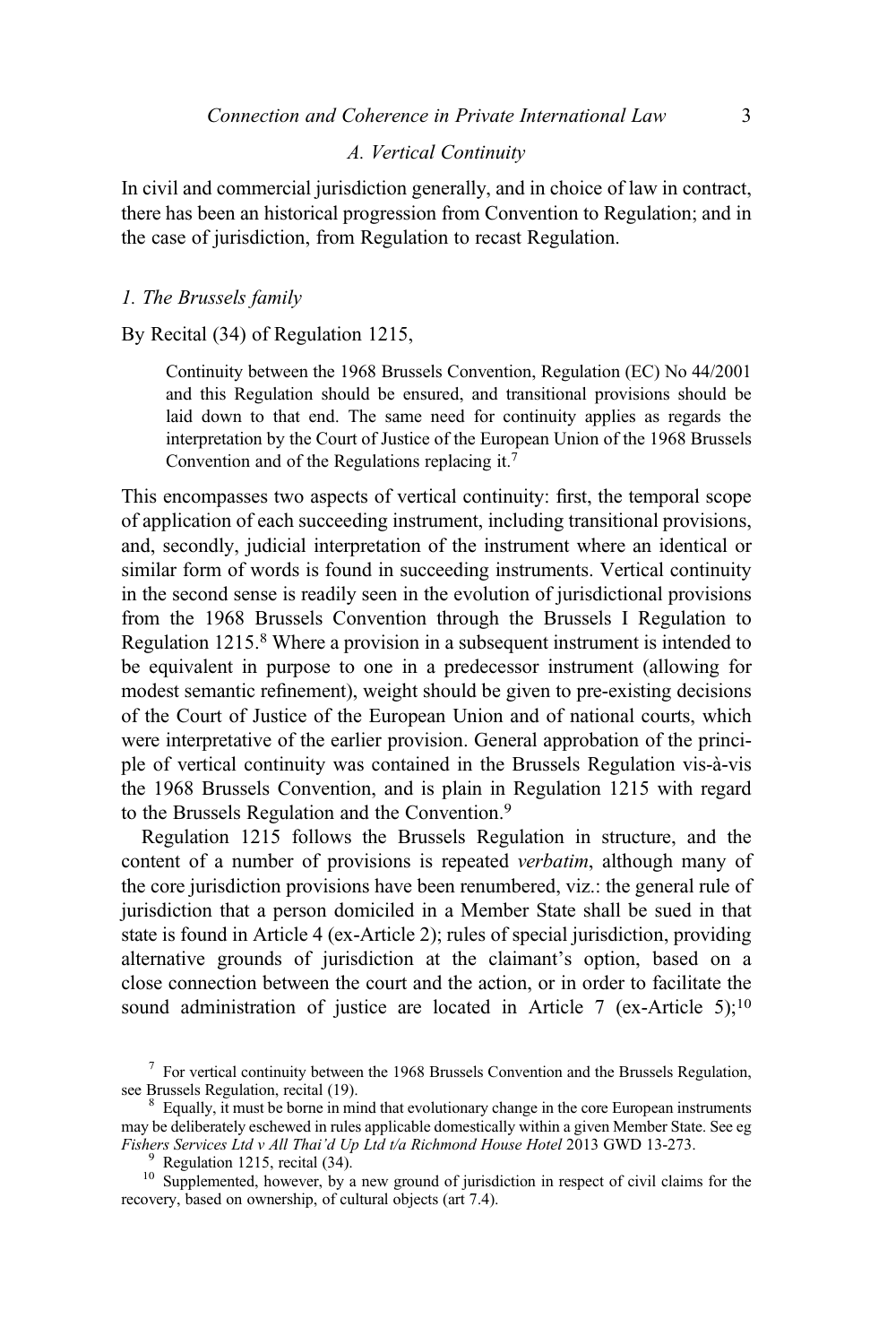### A. Vertical Continuity

In civil and commercial jurisdiction generally, and in choice of law in contract, there has been an historical progression from Convention to Regulation; and in the case of jurisdiction, from Regulation to recast Regulation.

#### 1. The Brussels family

By Recital (34) of Regulation 1215,

> Continuity between the 1968 Brussels Convention, Regulation (EC) No 44/2001 and this Regulation should be ensured, and transitional provisions should be laid down to that end. The same need for continuity applies as regards the interpretation by the Court of Justice of the European Union of the 1968 Brussels Convention and of the Regulations replacing it.[7]

This encompasses two aspects of vertical continuity: first, the temporal scope of application of each succeeding instrument, including transitional provisions, and, secondly, judicial interpretation of the instrument where an identical or similar form of words is found in succeeding instruments. Vertical continuity in the second sense is readily seen in the evolution of jurisdictional provisions from the 1968 Brussels Convention through the Brussels I Regulation to Regulation 1215.[8] Where a provision in a subsequent instrument is intended to be equivalent in purpose to one in a predecessor instrument (allowing for modest semantic refinement), weight should be given to pre-existing decisions of the Court of Justice of the European Union and of national courts, which were interpretative of the earlier provision. General approbation of the principle of vertical continuity was contained in the Brussels Regulation vis-à-vis the 1968 Brussels Convention, and is plain in Regulation 1215 with regard to the Brussels Regulation and the Convention.[9]

Regulation 1215 follows the Brussels Regulation in structure, and the content of a number of provisions is repeated *verbatim*, although many of the core jurisdiction provisions have been renumbered, viz.: the general rule of jurisdiction that a person domiciled in a Member State shall be sued in that state is found in Article 4 (ex-Article 2); rules of special jurisdiction, providing alternative grounds of jurisdiction at the claimant's option, based on a close connection between the court and the action, or in order to facilitate the sound administration of justice are located in Article 7 (ex-Article 5);[10]

---

[7] For vertical continuity between the 1968 Brussels Convention and the Brussels Regulation, see Brussels Regulation, recital (19).

[8] Equally, it must be borne in mind that evolutionary change in the core European instruments may be deliberately eschewed in rules applicable domestically within a given Member State. See eg *Fishers Services Ltd v All Thai'd Up Ltd t/a Richmond House Hotel* 2013 GWD 13-273.

[9] Regulation 1215, recital (34).

[10] Supplemented, however, by a new ground of jurisdiction in respect of civil claims for the recovery, based on ownership, of cultural objects (art 7.4).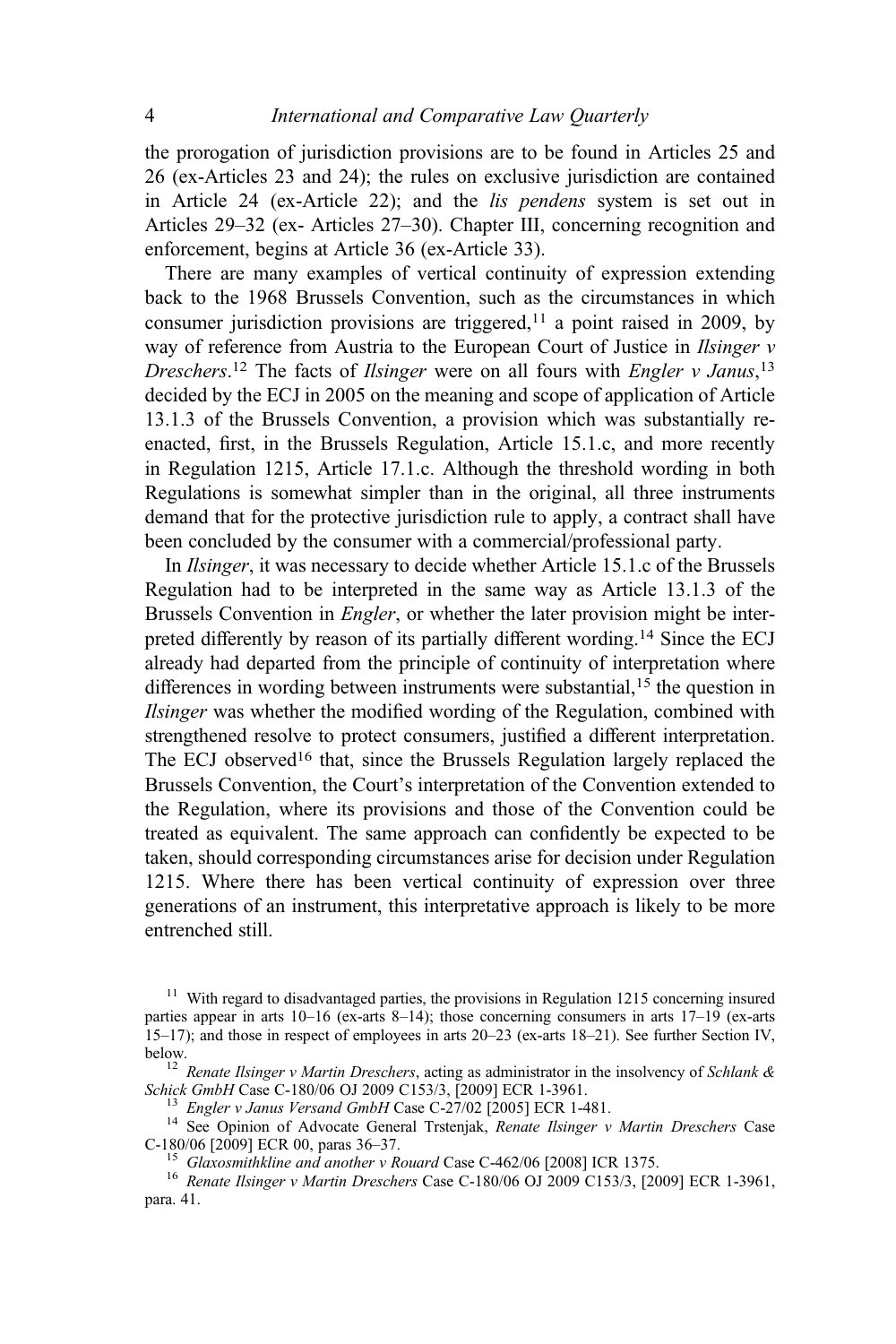the prorogation of jurisdiction provisions are to be found in Articles 25 and 26 (ex-Articles 23 and 24); the rules on exclusive jurisdiction are contained in Article 24 (ex-Article 22); and the *lis pendens* system is set out in Articles 29–32 (ex- Articles 27–30). Chapter III, concerning recognition and enforcement, begins at Article 36 (ex-Article 33).

There are many examples of vertical continuity of expression extending back to the 1968 Brussels Convention, such as the circumstances in which consumer jurisdiction provisions are triggered,[11] a point raised in 2009, by way of reference from Austria to the European Court of Justice in *Ilsinger v Dreschers*.[12] The facts of *Ilsinger* were on all fours with *Engler v Janus*,[13] decided by the ECJ in 2005 on the meaning and scope of application of Article 13.1.3 of the Brussels Convention, a provision which was substantially re-enacted, first, in the Brussels Regulation, Article 15.1.c, and more recently in Regulation 1215, Article 17.1.c. Although the threshold wording in both Regulations is somewhat simpler than in the original, all three instruments demand that for the protective jurisdiction rule to apply, a contract shall have been concluded by the consumer with a commercial/professional party.

In *Ilsinger*, it was necessary to decide whether Article 15.1.c of the Brussels Regulation had to be interpreted in the same way as Article 13.1.3 of the Brussels Convention in *Engler*, or whether the later provision might be interpreted differently by reason of its partially different wording.[14] Since the ECJ already had departed from the principle of continuity of interpretation where differences in wording between instruments were substantial,[15] the question in *Ilsinger* was whether the modified wording of the Regulation, combined with strengthened resolve to protect consumers, justified a different interpretation. The ECJ observed[16] that, since the Brussels Regulation largely replaced the Brussels Convention, the Court's interpretation of the Convention extended to the Regulation, where its provisions and those of the Convention could be treated as equivalent. The same approach can confidently be expected to be taken, should corresponding circumstances arise for decision under Regulation 1215. Where there has been vertical continuity of expression over three generations of an instrument, this interpretative approach is likely to be more entrenched still.

[11] With regard to disadvantaged parties, the provisions in Regulation 1215 concerning insured parties appear in arts 10–16 (ex-arts 8–14); those concerning consumers in arts 17–19 (ex-arts 15–17); and those in respect of employees in arts 20–23 (ex-arts 18–21). See further Section IV, below.

[12] *Renate Ilsinger v Martin Dreschers*, acting as administrator in the insolvency of *Schlank & Schick GmbH* Case C-180/06 OJ 2009 C153/3, [2009] ECR 1-3961.

[13] *Engler v Janus Versand GmbH* Case C-27/02 [2005] ECR 1-481.

[14] See Opinion of Advocate General Trstenjak, *Renate Ilsinger v Martin Dreschers* Case C-180/06 [2009] ECR 00, paras 36–37.

[15] *Glaxosmithkline and another v Rouard* Case C-462/06 [2008] ICR 1375.

[16] *Renate Ilsinger v Martin Dreschers* Case C-180/06 OJ 2009 C153/3, [2009] ECR 1-3961, para. 41.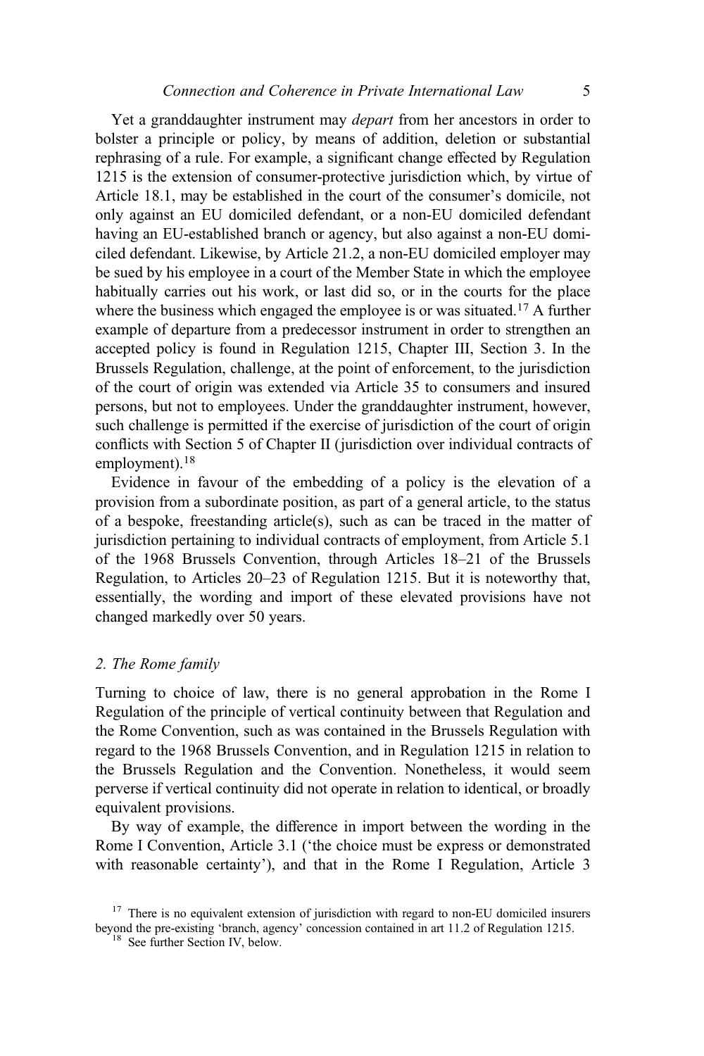Yet a granddaughter instrument may *depart* from her ancestors in order to bolster a principle or policy, by means of addition, deletion or substantial rephrasing of a rule. For example, a significant change effected by Regulation 1215 is the extension of consumer-protective jurisdiction which, by virtue of Article 18.1, may be established in the court of the consumer's domicile, not only against an EU domiciled defendant, or a non-EU domiciled defendant having an EU-established branch or agency, but also against a non-EU domiciled defendant. Likewise, by Article 21.2, a non-EU domiciled employer may be sued by his employee in a court of the Member State in which the employee habitually carries out his work, or last did so, or in the courts for the place where the business which engaged the employee is or was situated.[17] A further example of departure from a predecessor instrument in order to strengthen an accepted policy is found in Regulation 1215, Chapter III, Section 3. In the Brussels Regulation, challenge, at the point of enforcement, to the jurisdiction of the court of origin was extended via Article 35 to consumers and insured persons, but not to employees. Under the granddaughter instrument, however, such challenge is permitted if the exercise of jurisdiction of the court of origin conflicts with Section 5 of Chapter II (jurisdiction over individual contracts of employment).[18]

Evidence in favour of the embedding of a policy is the elevation of a provision from a subordinate position, as part of a general article, to the status of a bespoke, freestanding article(s), such as can be traced in the matter of jurisdiction pertaining to individual contracts of employment, from Article 5.1 of the 1968 Brussels Convention, through Articles 18–21 of the Brussels Regulation, to Articles 20–23 of Regulation 1215. But it is noteworthy that, essentially, the wording and import of these elevated provisions have not changed markedly over 50 years.

### *2. The Rome family*

Turning to choice of law, there is no general approbation in the Rome I Regulation of the principle of vertical continuity between that Regulation and the Rome Convention, such as was contained in the Brussels Regulation with regard to the 1968 Brussels Convention, and in Regulation 1215 in relation to the Brussels Regulation and the Convention. Nonetheless, it would seem perverse if vertical continuity did not operate in relation to identical, or broadly equivalent provisions.

By way of example, the difference in import between the wording in the Rome I Convention, Article 3.1 ('the choice must be express or demonstrated with reasonable certainty'), and that in the Rome I Regulation, Article 3

---

[17] There is no equivalent extension of jurisdiction with regard to non-EU domiciled insurers beyond the pre-existing 'branch, agency' concession contained in art 11.2 of Regulation 1215.

[18] See further Section IV, below.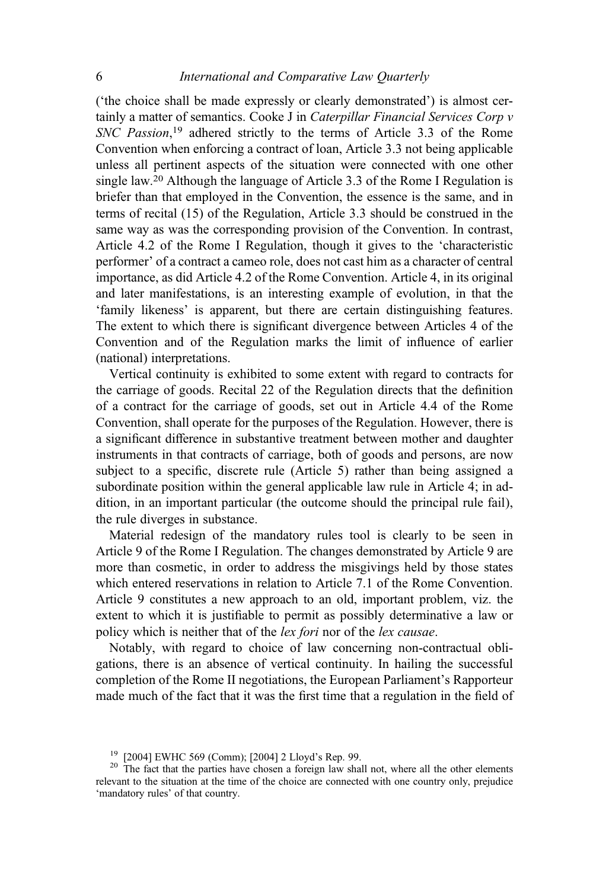('the choice shall be made expressly or clearly demonstrated') is almost certainly a matter of semantics. Cooke J in *Caterpillar Financial Services Corp v SNC Passion*,[19] adhered strictly to the terms of Article 3.3 of the Rome Convention when enforcing a contract of loan, Article 3.3 not being applicable unless all pertinent aspects of the situation were connected with one other single law.[20] Although the language of Article 3.3 of the Rome I Regulation is briefer than that employed in the Convention, the essence is the same, and in terms of recital (15) of the Regulation, Article 3.3 should be construed in the same way as was the corresponding provision of the Convention. In contrast, Article 4.2 of the Rome I Regulation, though it gives to the 'characteristic performer' of a contract a cameo role, does not cast him as a character of central importance, as did Article 4.2 of the Rome Convention. Article 4, in its original and later manifestations, is an interesting example of evolution, in that the 'family likeness' is apparent, but there are certain distinguishing features. The extent to which there is significant divergence between Articles 4 of the Convention and of the Regulation marks the limit of influence of earlier (national) interpretations.

Vertical continuity is exhibited to some extent with regard to contracts for the carriage of goods. Recital 22 of the Regulation directs that the definition of a contract for the carriage of goods, set out in Article 4.4 of the Rome Convention, shall operate for the purposes of the Regulation. However, there is a significant difference in substantive treatment between mother and daughter instruments in that contracts of carriage, both of goods and persons, are now subject to a specific, discrete rule (Article 5) rather than being assigned a subordinate position within the general applicable law rule in Article 4; in addition, in an important particular (the outcome should the principal rule fail), the rule diverges in substance.

Material redesign of the mandatory rules tool is clearly to be seen in Article 9 of the Rome I Regulation. The changes demonstrated by Article 9 are more than cosmetic, in order to address the misgivings held by those states which entered reservations in relation to Article 7.1 of the Rome Convention. Article 9 constitutes a new approach to an old, important problem, viz. the extent to which it is justifiable to permit as possibly determinative a law or policy which is neither that of the *lex fori* nor of the *lex causae*.

Notably, with regard to choice of law concerning non-contractual obligations, there is an absence of vertical continuity. In hailing the successful completion of the Rome II negotiations, the European Parliament's Rapporteur made much of the fact that it was the first time that a regulation in the field of

[19] [2004] EWHC 569 (Comm); [2004] 2 Lloyd's Rep. 99.

[20] The fact that the parties have chosen a foreign law shall not, where all the other elements relevant to the situation at the time of the choice are connected with one country only, prejudice 'mandatory rules' of that country.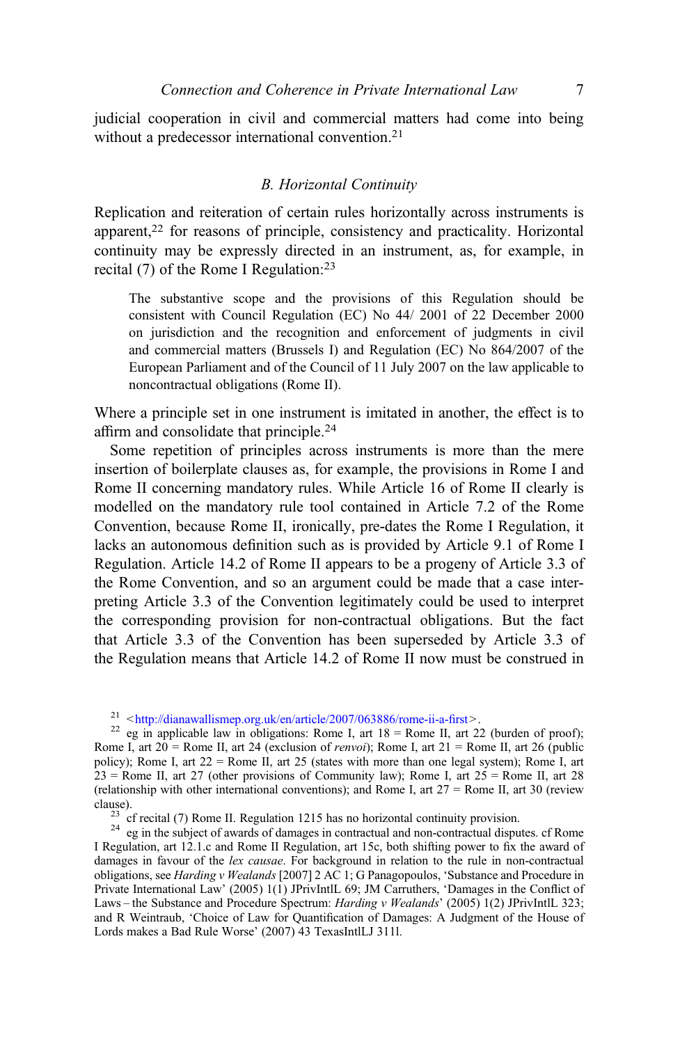judicial cooperation in civil and commercial matters had come into being without a predecessor international convention.[21]

### *B. Horizontal Continuity*

Replication and reiteration of certain rules horizontally across instruments is apparent,[22] for reasons of principle, consistency and practicality. Horizontal continuity may be expressly directed in an instrument, as, for example, in recital (7) of the Rome I Regulation:[23]

> The substantive scope and the provisions of this Regulation should be consistent with Council Regulation (EC) No 44/ 2001 of 22 December 2000 on jurisdiction and the recognition and enforcement of judgments in civil and commercial matters (Brussels I) and Regulation (EC) No 864/2007 of the European Parliament and of the Council of 11 July 2007 on the law applicable to noncontractual obligations (Rome II).

Where a principle set in one instrument is imitated in another, the effect is to affirm and consolidate that principle.[24]

Some repetition of principles across instruments is more than the mere insertion of boilerplate clauses as, for example, the provisions in Rome I and Rome II concerning mandatory rules. While Article 16 of Rome II clearly is modelled on the mandatory rule tool contained in Article 7.2 of the Rome Convention, because Rome II, ironically, pre-dates the Rome I Regulation, it lacks an autonomous definition such as is provided by Article 9.1 of Rome I Regulation. Article 14.2 of Rome II appears to be a progeny of Article 3.3 of the Rome Convention, and so an argument could be made that a case interpreting Article 3.3 of the Convention legitimately could be used to interpret the corresponding provision for non-contractual obligations. But the fact that Article 3.3 of the Convention has been superseded by Article 3.3 of the Regulation means that Article 14.2 of Rome II now must be construed in

---

[21] <http://dianawallismep.org.uk/en/article/2007/063886/rome-ii-a-first>.

[22] eg in applicable law in obligations: Rome I, art 18 = Rome II, art 22 (burden of proof); Rome I, art 20 = Rome II, art 24 (exclusion of *renvoi*); Rome I, art 21 = Rome II, art 26 (public policy); Rome I, art 22 = Rome II, art 25 (states with more than one legal system); Rome I, art 23 = Rome II, art 27 (other provisions of Community law); Rome I, art 25 = Rome II, art 28 (relationship with other international conventions); and Rome I, art 27 = Rome II, art 30 (review clause).

[23] cf recital (7) Rome II. Regulation 1215 has no horizontal continuity provision.

[24] eg in the subject of awards of damages in contractual and non-contractual disputes. cf Rome I Regulation, art 12.1.c and Rome II Regulation, art 15c, both shifting power to fix the award of damages in favour of the *lex causae*. For background in relation to the rule in non-contractual obligations, see *Harding v Wealands* [2007] 2 AC 1; G Panagopoulos, 'Substance and Procedure in Private International Law' (2005) 1(1) JPrivIntlL 69; JM Carruthers, 'Damages in the Conflict of Laws – the Substance and Procedure Spectrum: *Harding v Wealands*' (2005) 1(2) JPrivIntlL 323; and R Weintraub, 'Choice of Law for Quantification of Damages: A Judgment of the House of Lords makes a Bad Rule Worse' (2007) 43 TexasIntlLJ 311l.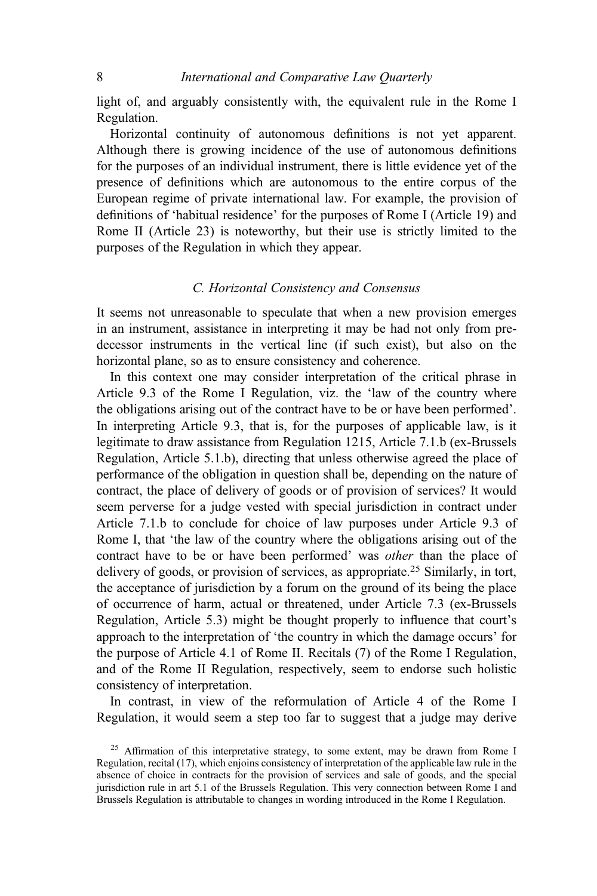light of, and arguably consistently with, the equivalent rule in the Rome I Regulation.

Horizontal continuity of autonomous definitions is not yet apparent. Although there is growing incidence of the use of autonomous definitions for the purposes of an individual instrument, there is little evidence yet of the presence of definitions which are autonomous to the entire corpus of the European regime of private international law. For example, the provision of definitions of 'habitual residence' for the purposes of Rome I (Article 19) and Rome II (Article 23) is noteworthy, but their use is strictly limited to the purposes of the Regulation in which they appear.

### *C. Horizontal Consistency and Consensus*

It seems not unreasonable to speculate that when a new provision emerges in an instrument, assistance in interpreting it may be had not only from predecessor instruments in the vertical line (if such exist), but also on the horizontal plane, so as to ensure consistency and coherence.

In this context one may consider interpretation of the critical phrase in Article 9.3 of the Rome I Regulation, viz. the 'law of the country where the obligations arising out of the contract have to be or have been performed'. In interpreting Article 9.3, that is, for the purposes of applicable law, is it legitimate to draw assistance from Regulation 1215, Article 7.1.b (ex-Brussels Regulation, Article 5.1.b), directing that unless otherwise agreed the place of performance of the obligation in question shall be, depending on the nature of contract, the place of delivery of goods or of provision of services? It would seem perverse for a judge vested with special jurisdiction in contract under Article 7.1.b to conclude for choice of law purposes under Article 9.3 of Rome I, that 'the law of the country where the obligations arising out of the contract have to be or have been performed' was *other* than the place of delivery of goods, or provision of services, as appropriate.[25] Similarly, in tort, the acceptance of jurisdiction by a forum on the ground of its being the place of occurrence of harm, actual or threatened, under Article 7.3 (ex-Brussels Regulation, Article 5.3) might be thought properly to influence that court's approach to the interpretation of 'the country in which the damage occurs' for the purpose of Article 4.1 of Rome II. Recitals (7) of the Rome I Regulation, and of the Rome II Regulation, respectively, seem to endorse such holistic consistency of interpretation.

In contrast, in view of the reformulation of Article 4 of the Rome I Regulation, it would seem a step too far to suggest that a judge may derive

[25] Affirmation of this interpretative strategy, to some extent, may be drawn from Rome I Regulation, recital (17), which enjoins consistency of interpretation of the applicable law rule in the absence of choice in contracts for the provision of services and sale of goods, and the special jurisdiction rule in art 5.1 of the Brussels Regulation. This very connection between Rome I and Brussels Regulation is attributable to changes in wording introduced in the Rome I Regulation.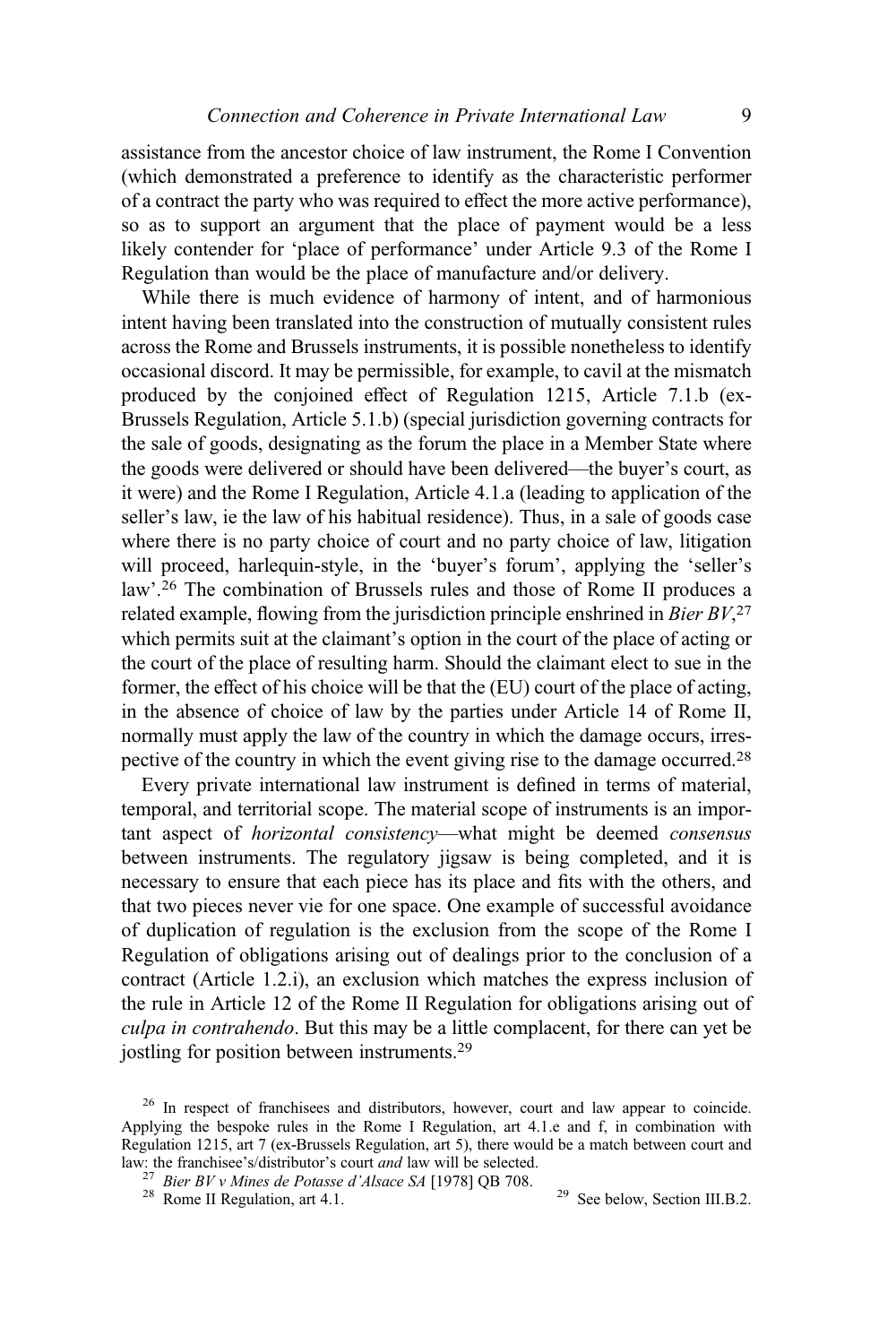assistance from the ancestor choice of law instrument, the Rome I Convention (which demonstrated a preference to identify as the characteristic performer of a contract the party who was required to effect the more active performance), so as to support an argument that the place of payment would be a less likely contender for 'place of performance' under Article 9.3 of the Rome I Regulation than would be the place of manufacture and/or delivery.

While there is much evidence of harmony of intent, and of harmonious intent having been translated into the construction of mutually consistent rules across the Rome and Brussels instruments, it is possible nonetheless to identify occasional discord. It may be permissible, for example, to cavil at the mismatch produced by the conjoined effect of Regulation 1215, Article 7.1.b (ex-Brussels Regulation, Article 5.1.b) (special jurisdiction governing contracts for the sale of goods, designating as the forum the place in a Member State where the goods were delivered or should have been delivered—the buyer's court, as it were) and the Rome I Regulation, Article 4.1.a (leading to application of the seller's law, ie the law of his habitual residence). Thus, in a sale of goods case where there is no party choice of court and no party choice of law, litigation will proceed, harlequin-style, in the 'buyer's forum', applying the 'seller's law'.[26] The combination of Brussels rules and those of Rome II produces a related example, flowing from the jurisdiction principle enshrined in *Bier BV*,[27] which permits suit at the claimant's option in the court of the place of acting or the court of the place of resulting harm. Should the claimant elect to sue in the former, the effect of his choice will be that the (EU) court of the place of acting, in the absence of choice of law by the parties under Article 14 of Rome II, normally must apply the law of the country in which the damage occurs, irrespective of the country in which the event giving rise to the damage occurred.[28]

Every private international law instrument is defined in terms of material, temporal, and territorial scope. The material scope of instruments is an important aspect of *horizontal consistency*—what might be deemed *consensus* between instruments. The regulatory jigsaw is being completed, and it is necessary to ensure that each piece has its place and fits with the others, and that two pieces never vie for one space. One example of successful avoidance of duplication of regulation is the exclusion from the scope of the Rome I Regulation of obligations arising out of dealings prior to the conclusion of a contract (Article 1.2.i), an exclusion which matches the express inclusion of the rule in Article 12 of the Rome II Regulation for obligations arising out of *culpa in contrahendo*. But this may be a little complacent, for there can yet be jostling for position between instruments.[29]

[26] In respect of franchisees and distributors, however, court and law appear to coincide. Applying the bespoke rules in the Rome I Regulation, art 4.1.e and f, in combination with Regulation 1215, art 7 (ex-Brussels Regulation, art 5), there would be a match between court and law: the franchisee's/distributor's court *and* law will be selected.

[27] *Bier BV v Mines de Potasse d'Alsace SA* [1978] QB 708.

[28] Rome II Regulation, art 4.1.

[29] See below, Section III.B.2.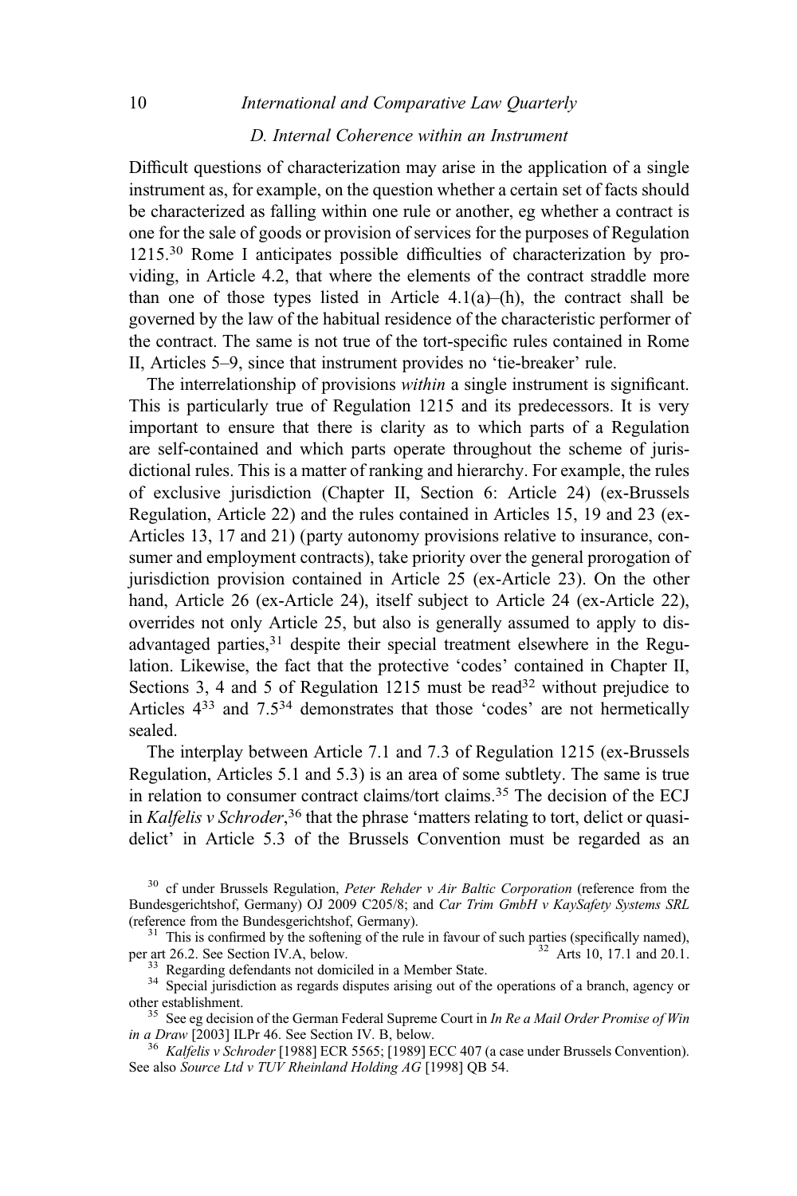### D. Internal Coherence within an Instrument

Difficult questions of characterization may arise in the application of a single instrument as, for example, on the question whether a certain set of facts should be characterized as falling within one rule or another, eg whether a contract is one for the sale of goods or provision of services for the purposes of Regulation 1215.[30] Rome I anticipates possible difficulties of characterization by providing, in Article 4.2, that where the elements of the contract straddle more than one of those types listed in Article 4.1(a)–(h), the contract shall be governed by the law of the habitual residence of the characteristic performer of the contract. The same is not true of the tort-specific rules contained in Rome II, Articles 5–9, since that instrument provides no 'tie-breaker' rule.

The interrelationship of provisions *within* a single instrument is significant. This is particularly true of Regulation 1215 and its predecessors. It is very important to ensure that there is clarity as to which parts of a Regulation are self-contained and which parts operate throughout the scheme of jurisdictional rules. This is a matter of ranking and hierarchy. For example, the rules of exclusive jurisdiction (Chapter II, Section 6: Article 24) (ex-Brussels Regulation, Article 22) and the rules contained in Articles 15, 19 and 23 (ex-Articles 13, 17 and 21) (party autonomy provisions relative to insurance, consumer and employment contracts), take priority over the general prorogation of jurisdiction provision contained in Article 25 (ex-Article 23). On the other hand, Article 26 (ex-Article 24), itself subject to Article 24 (ex-Article 22), overrides not only Article 25, but also is generally assumed to apply to disadvantaged parties,[31] despite their special treatment elsewhere in the Regulation. Likewise, the fact that the protective 'codes' contained in Chapter II, Sections 3, 4 and 5 of Regulation 1215 must be read[32] without prejudice to Articles 4[33] and 7.5[34] demonstrates that those 'codes' are not hermetically sealed.

The interplay between Article 7.1 and 7.3 of Regulation 1215 (ex-Brussels Regulation, Articles 5.1 and 5.3) is an area of some subtlety. The same is true in relation to consumer contract claims/tort claims.[35] The decision of the ECJ in *Kalfelis v Schroder*,[36] that the phrase 'matters relating to tort, delict or quasi-delict' in Article 5.3 of the Brussels Convention must be regarded as an

---

[30] cf under Brussels Regulation, *Peter Rehder v Air Baltic Corporation* (reference from the Bundesgerichtshof, Germany) OJ 2009 C205/8; and *Car Trim GmbH v KaySafety Systems SRL* (reference from the Bundesgerichtshof, Germany).

[31] This is confirmed by the softening of the rule in favour of such parties (specifically named), per art 26.2. See Section IV.A, below.

[32] Arts 10, 17.1 and 20.1.

[33] Regarding defendants not domiciled in a Member State.

[34] Special jurisdiction as regards disputes arising out of the operations of a branch, agency or other establishment.

[35] See eg decision of the German Federal Supreme Court in *In Re a Mail Order Promise of Win in a Draw* [2003] ILPr 46. See Section IV. B, below.

[36] *Kalfelis v Schroder* [1988] ECR 5565; [1989] ECC 407 (a case under Brussels Convention). See also *Source Ltd v TUV Rheinland Holding AG* [1998] QB 54.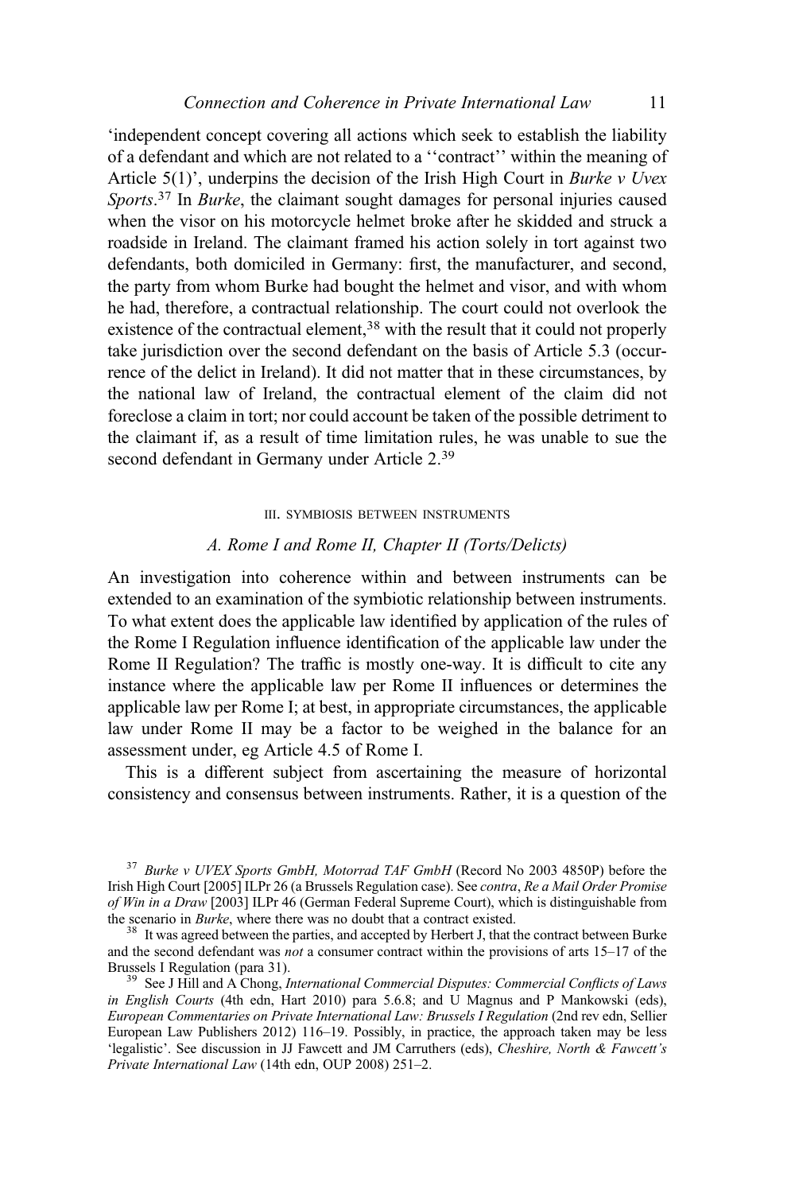'independent concept covering all actions which seek to establish the liability of a defendant and which are not related to a ''contract'' within the meaning of Article 5(1)', underpins the decision of the Irish High Court in *Burke v Uvex Sports*.[37] In *Burke*, the claimant sought damages for personal injuries caused when the visor on his motorcycle helmet broke after he skidded and struck a roadside in Ireland. The claimant framed his action solely in tort against two defendants, both domiciled in Germany: first, the manufacturer, and second, the party from whom Burke had bought the helmet and visor, and with whom he had, therefore, a contractual relationship. The court could not overlook the existence of the contractual element,[38] with the result that it could not properly take jurisdiction over the second defendant on the basis of Article 5.3 (occurrence of the delict in Ireland). It did not matter that in these circumstances, by the national law of Ireland, the contractual element of the claim did not foreclose a claim in tort; nor could account be taken of the possible detriment to the claimant if, as a result of time limitation rules, he was unable to sue the second defendant in Germany under Article 2.[39]

## III. SYMBIOSIS BETWEEN INSTRUMENTS

### *A. Rome I and Rome II, Chapter II (Torts/Delicts)*

An investigation into coherence within and between instruments can be extended to an examination of the symbiotic relationship between instruments. To what extent does the applicable law identified by application of the rules of the Rome I Regulation influence identification of the applicable law under the Rome II Regulation? The traffic is mostly one-way. It is difficult to cite any instance where the applicable law per Rome II influences or determines the applicable law per Rome I; at best, in appropriate circumstances, the applicable law under Rome II may be a factor to be weighed in the balance for an assessment under, eg Article 4.5 of Rome I.

This is a different subject from ascertaining the measure of horizontal consistency and consensus between instruments. Rather, it is a question of the

---

[37] *Burke v UVEX Sports GmbH, Motorrad TAF GmbH* (Record No 2003 4850P) before the Irish High Court [2005] ILPr 26 (a Brussels Regulation case). See *contra*, *Re a Mail Order Promise of Win in a Draw* [2003] ILPr 46 (German Federal Supreme Court), which is distinguishable from the scenario in *Burke*, where there was no doubt that a contract existed.

[38] It was agreed between the parties, and accepted by Herbert J, that the contract between Burke and the second defendant was *not* a consumer contract within the provisions of arts 15–17 of the Brussels I Regulation (para 31).

[39] See J Hill and A Chong, *International Commercial Disputes: Commercial Conflicts of Laws in English Courts* (4th edn, Hart 2010) para 5.6.8; and U Magnus and P Mankowski (eds), *European Commentaries on Private International Law: Brussels I Regulation* (2nd rev edn, Sellier European Law Publishers 2012) 116–19. Possibly, in practice, the approach taken may be less 'legalistic'. See discussion in JJ Fawcett and JM Carruthers (eds), *Cheshire, North & Fawcett's Private International Law* (14th edn, OUP 2008) 251–2.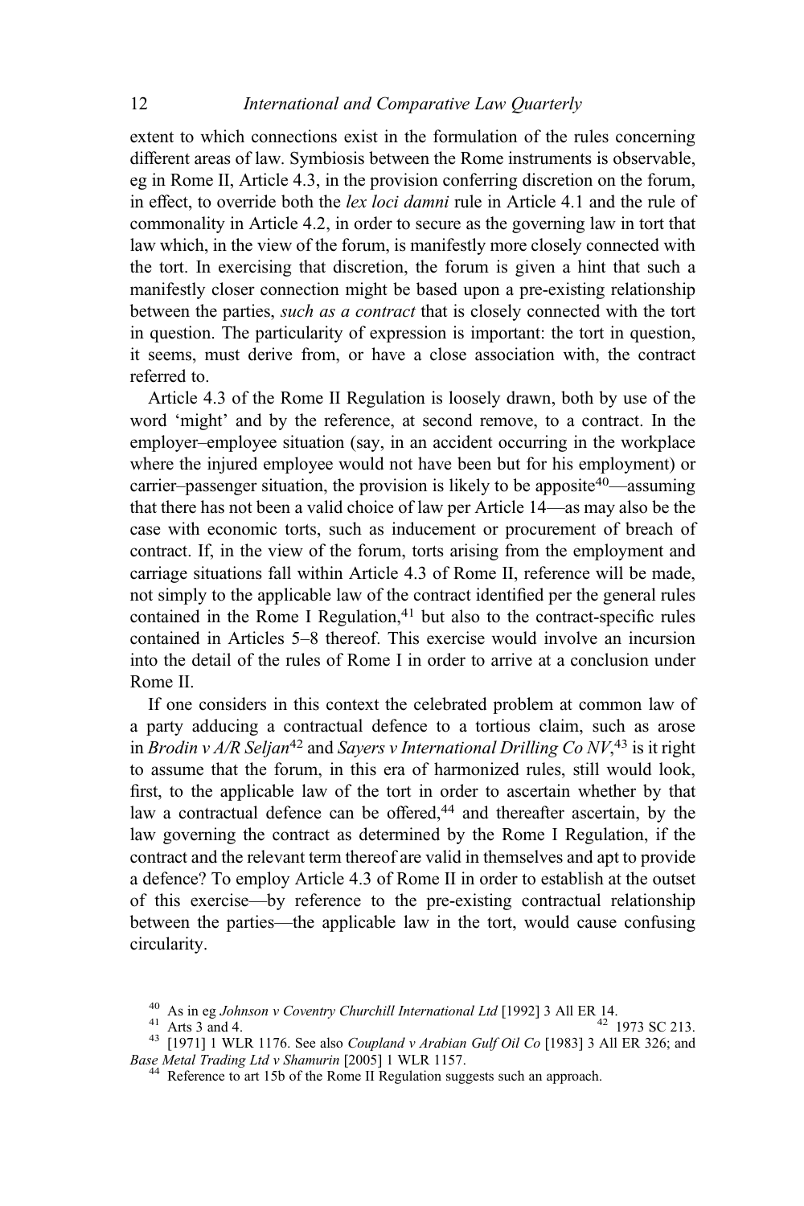extent to which connections exist in the formulation of the rules concerning different areas of law. Symbiosis between the Rome instruments is observable, eg in Rome II, Article 4.3, in the provision conferring discretion on the forum, in effect, to override both the *lex loci damni* rule in Article 4.1 and the rule of commonality in Article 4.2, in order to secure as the governing law in tort that law which, in the view of the forum, is manifestly more closely connected with the tort. In exercising that discretion, the forum is given a hint that such a manifestly closer connection might be based upon a pre-existing relationship between the parties, *such as a contract* that is closely connected with the tort in question. The particularity of expression is important: the tort in question, it seems, must derive from, or have a close association with, the contract referred to.

Article 4.3 of the Rome II Regulation is loosely drawn, both by use of the word 'might' and by the reference, at second remove, to a contract. In the employer–employee situation (say, in an accident occurring in the workplace where the injured employee would not have been but for his employment) or carrier–passenger situation, the provision is likely to be apposite[40]—assuming that there has not been a valid choice of law per Article 14—as may also be the case with economic torts, such as inducement or procurement of breach of contract. If, in the view of the forum, torts arising from the employment and carriage situations fall within Article 4.3 of Rome II, reference will be made, not simply to the applicable law of the contract identified per the general rules contained in the Rome I Regulation,[41] but also to the contract-specific rules contained in Articles 5–8 thereof. This exercise would involve an incursion into the detail of the rules of Rome I in order to arrive at a conclusion under Rome II.

If one considers in this context the celebrated problem at common law of a party adducing a contractual defence to a tortious claim, such as arose in *Brodin v A/R Seljan*[42] and *Sayers v International Drilling Co NV*,[43] is it right to assume that the forum, in this era of harmonized rules, still would look, first, to the applicable law of the tort in order to ascertain whether by that law a contractual defence can be offered,[44] and thereafter ascertain, by the law governing the contract as determined by the Rome I Regulation, if the contract and the relevant term thereof are valid in themselves and apt to provide a defence? To employ Article 4.3 of Rome II in order to establish at the outset of this exercise—by reference to the pre-existing contractual relationship between the parties—the applicable law in the tort, would cause confusing circularity.

[40] As in eg *Johnson v Coventry Churchill International Ltd* [1992] 3 All ER 14.

[41] Arts 3 and 4.

[42] 1973 SC 213.

[43] [1971] 1 WLR 1176. See also *Coupland v Arabian Gulf Oil Co* [1983] 3 All ER 326; and *Base Metal Trading Ltd v Shamurin* [2005] 1 WLR 1157.

[44] Reference to art 15b of the Rome II Regulation suggests such an approach.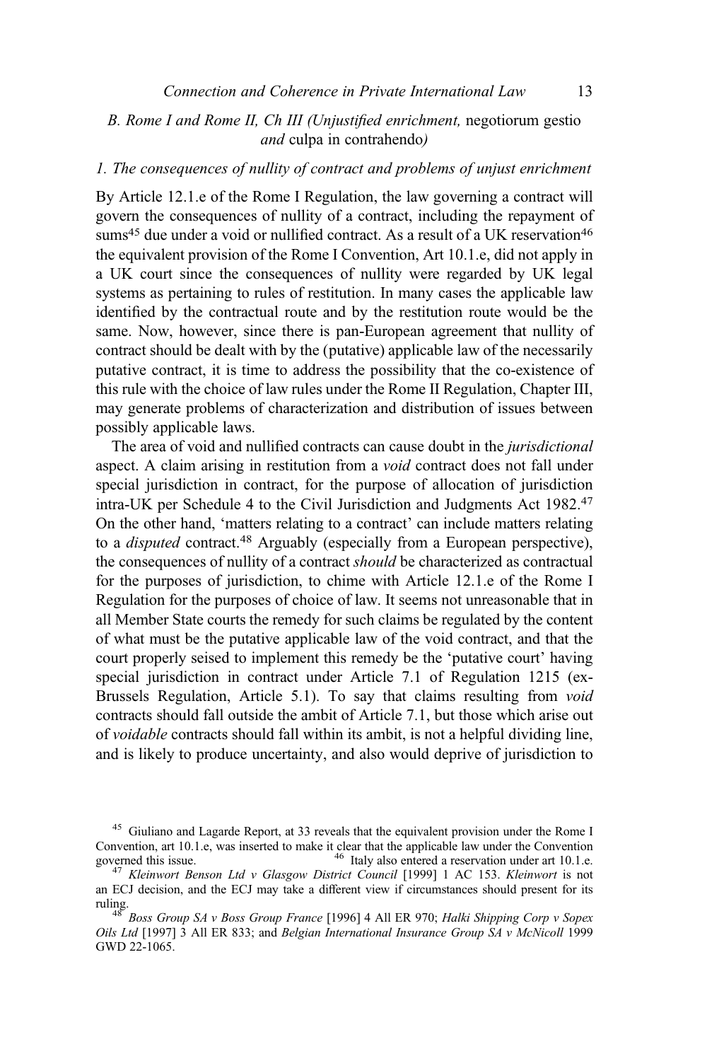### B. Rome I and Rome II, Ch III (*Unjustified enrichment,* negotiorum gestio *and* culpa in contrahendo)

#### *1. The consequences of nullity of contract and problems of unjust enrichment*

By Article 12.1.e of the Rome I Regulation, the law governing a contract will govern the consequences of nullity of a contract, including the repayment of sums[45] due under a void or nullified contract. As a result of a UK reservation[46] the equivalent provision of the Rome I Convention, Art 10.1.e, did not apply in a UK court since the consequences of nullity were regarded by UK legal systems as pertaining to rules of restitution. In many cases the applicable law identified by the contractual route and by the restitution route would be the same. Now, however, since there is pan-European agreement that nullity of contract should be dealt with by the (putative) applicable law of the necessarily putative contract, it is time to address the possibility that the co-existence of this rule with the choice of law rules under the Rome II Regulation, Chapter III, may generate problems of characterization and distribution of issues between possibly applicable laws.

The area of void and nullified contracts can cause doubt in the *jurisdictional* aspect. A claim arising in restitution from a *void* contract does not fall under special jurisdiction in contract, for the purpose of allocation of jurisdiction intra-UK per Schedule 4 to the Civil Jurisdiction and Judgments Act 1982.[47] On the other hand, 'matters relating to a contract' can include matters relating to a *disputed* contract.[48] Arguably (especially from a European perspective), the consequences of nullity of a contract *should* be characterized as contractual for the purposes of jurisdiction, to chime with Article 12.1.e of the Rome I Regulation for the purposes of choice of law. It seems not unreasonable that in all Member State courts the remedy for such claims be regulated by the content of what must be the putative applicable law of the void contract, and that the court properly seised to implement this remedy be the 'putative court' having special jurisdiction in contract under Article 7.1 of Regulation 1215 (ex-Brussels Regulation, Article 5.1). To say that claims resulting from *void* contracts should fall outside the ambit of Article 7.1, but those which arise out of *voidable* contracts should fall within its ambit, is not a helpful dividing line, and is likely to produce uncertainty, and also would deprive of jurisdiction to

---

[45] Giuliano and Lagarde Report, at 33 reveals that the equivalent provision under the Rome I Convention, art 10.1.e, was inserted to make it clear that the applicable law under the Convention governed this issue.

[46] Italy also entered a reservation under art 10.1.e.

[47] *Kleinwort Benson Ltd v Glasgow District Council* [1999] 1 AC 153. *Kleinwort* is not an ECJ decision, and the ECJ may take a different view if circumstances should present for its ruling.

[48] *Boss Group SA v Boss Group France* [1996] 4 All ER 970; *Halki Shipping Corp v Sopex Oils Ltd* [1997] 3 All ER 833; and *Belgian International Insurance Group SA v McNicoll* 1999 GWD 22-1065.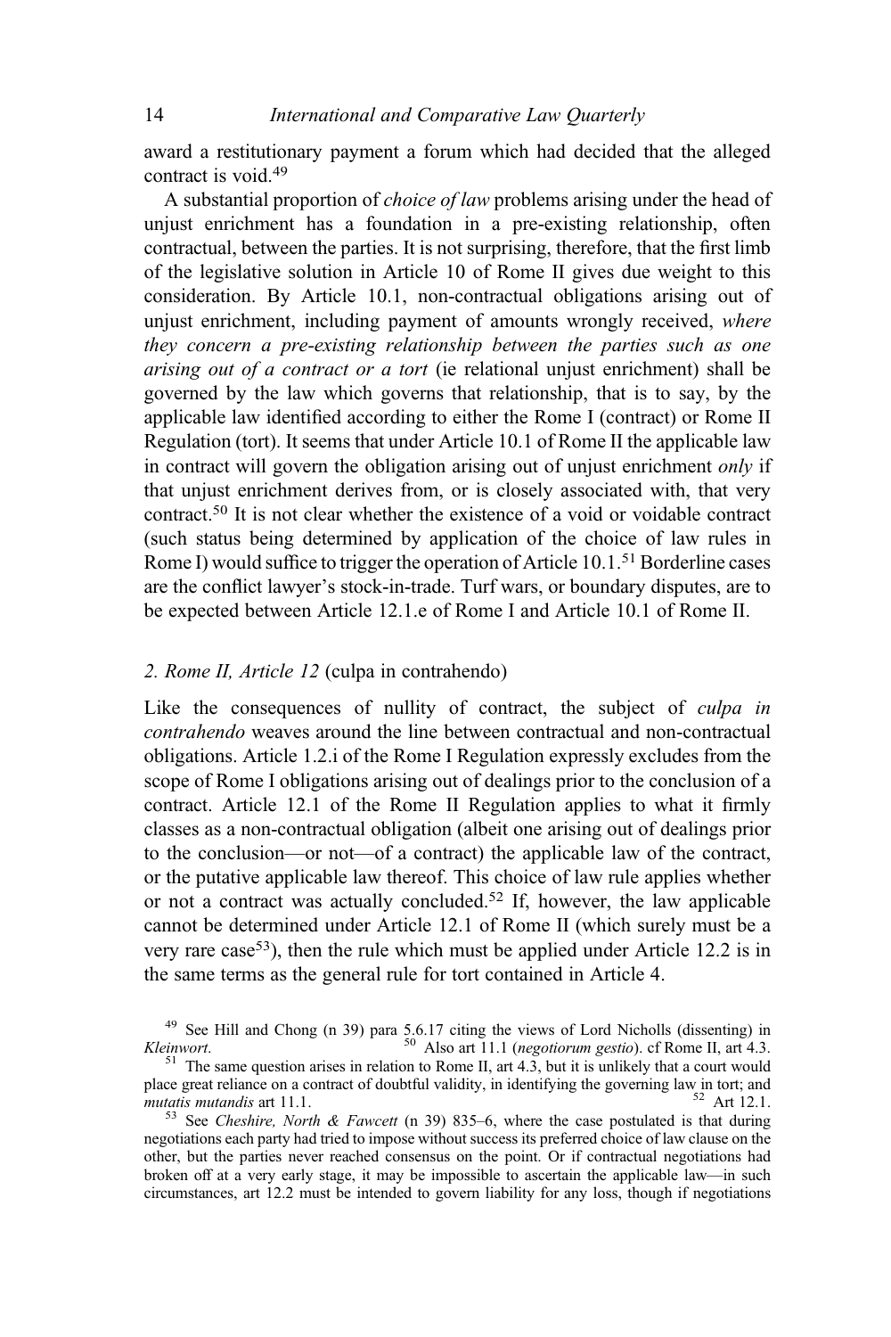award a restitutionary payment a forum which had decided that the alleged contract is void.[49]

A substantial proportion of *choice of law* problems arising under the head of unjust enrichment has a foundation in a pre-existing relationship, often contractual, between the parties. It is not surprising, therefore, that the first limb of the legislative solution in Article 10 of Rome II gives due weight to this consideration. By Article 10.1, non-contractual obligations arising out of unjust enrichment, including payment of amounts wrongly received, *where they concern a pre-existing relationship between the parties such as one arising out of a contract or a tort* (ie relational unjust enrichment) shall be governed by the law which governs that relationship, that is to say, by the applicable law identified according to either the Rome I (contract) or Rome II Regulation (tort). It seems that under Article 10.1 of Rome II the applicable law in contract will govern the obligation arising out of unjust enrichment *only* if that unjust enrichment derives from, or is closely associated with, that very contract.[50] It is not clear whether the existence of a void or voidable contract (such status being determined by application of the choice of law rules in Rome I) would suffice to trigger the operation of Article 10.1.[51] Borderline cases are the conflict lawyer's stock-in-trade. Turf wars, or boundary disputes, are to be expected between Article 12.1.e of Rome I and Article 10.1 of Rome II.

## 2. *Rome II, Article 12* (culpa in contrahendo)

Like the consequences of nullity of contract, the subject of *culpa in contrahendo* weaves around the line between contractual and non-contractual obligations. Article 1.2.i of the Rome I Regulation expressly excludes from the scope of Rome I obligations arising out of dealings prior to the conclusion of a contract. Article 12.1 of the Rome II Regulation applies to what it firmly classes as a non-contractual obligation (albeit one arising out of dealings prior to the conclusion—or not—of a contract) the applicable law of the contract, or the putative applicable law thereof. This choice of law rule applies whether or not a contract was actually concluded.[52] If, however, the law applicable cannot be determined under Article 12.1 of Rome II (which surely must be a very rare case[53]), then the rule which must be applied under Article 12.2 is in the same terms as the general rule for tort contained in Article 4.

[49] See Hill and Chong (n 39) para 5.6.17 citing the views of Lord Nicholls (dissenting) in *Kleinwort*.

[50] Also art 11.1 (*negotiorum gestio*). cf Rome II, art 4.3.

[51] The same question arises in relation to Rome II, art 4.3, but it is unlikely that a court would place great reliance on a contract of doubtful validity, in identifying the governing law in tort; and *mutatis mutandis* art 11.1.

[52] Art 12.1.

[53] See *Cheshire, North & Fawcett* (n 39) 835–6, where the case postulated is that during negotiations each party had tried to impose without success its preferred choice of law clause on the other, but the parties never reached consensus on the point. Or if contractual negotiations had broken off at a very early stage, it may be impossible to ascertain the applicable law—in such circumstances, art 12.2 must be intended to govern liability for any loss, though if negotiations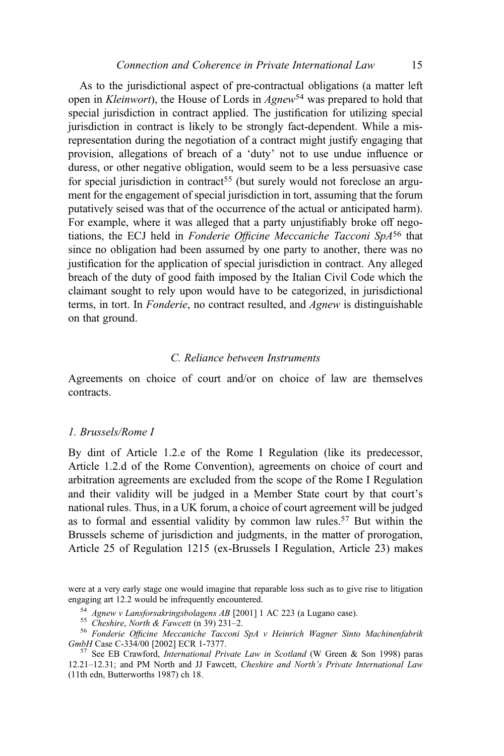As to the jurisdictional aspect of pre-contractual obligations (a matter left open in *Kleinwort*), the House of Lords in *Agnew*[54] was prepared to hold that special jurisdiction in contract applied. The justification for utilizing special jurisdiction in contract is likely to be strongly fact-dependent. While a misrepresentation during the negotiation of a contract might justify engaging that provision, allegations of breach of a 'duty' not to use undue influence or duress, or other negative obligation, would seem to be a less persuasive case for special jurisdiction in contract[55] (but surely would not foreclose an argument for the engagement of special jurisdiction in tort, assuming that the forum putatively seised was that of the occurrence of the actual or anticipated harm). For example, where it was alleged that a party unjustifiably broke off negotiations, the ECJ held in *Fonderie Officine Meccaniche Tacconi SpA*[56] that since no obligation had been assumed by one party to another, there was no justification for the application of special jurisdiction in contract. Any alleged breach of the duty of good faith imposed by the Italian Civil Code which the claimant sought to rely upon would have to be categorized, in jurisdictional terms, in tort. In *Fonderie*, no contract resulted, and *Agnew* is distinguishable on that ground.

### C. Reliance between Instruments

Agreements on choice of court and/or on choice of law are themselves contracts.

#### 1. Brussels/Rome I

By dint of Article 1.2.e of the Rome I Regulation (like its predecessor, Article 1.2.d of the Rome Convention), agreements on choice of court and arbitration agreements are excluded from the scope of the Rome I Regulation and their validity will be judged in a Member State court by that court's national rules. Thus, in a UK forum, a choice of court agreement will be judged as to formal and essential validity by common law rules.[57] But within the Brussels scheme of jurisdiction and judgments, in the matter of prorogation, Article 25 of Regulation 1215 (ex-Brussels I Regulation, Article 23) makes

---

were at a very early stage one would imagine that reparable loss such as to give rise to litigation engaging art 12.2 would be infrequently encountered.

[54] *Agnew v Lansforsakringsbolagens AB* [2001] 1 AC 223 (a Lugano case).

[55] *Cheshire, North & Fawcett* (n 39) 231–2.

[56] *Fonderie Officine Meccaniche Tacconi SpA v Heinrich Wagner Sinto Machinenfabrik GmbH* Case C-334/00 [2002] ECR 1-7377.

[57] See EB Crawford, *International Private Law in Scotland* (W Green & Son 1998) paras 12.21–12.31; and PM North and JJ Fawcett, *Cheshire and North's Private International Law* (11th edn, Butterworths 1987) ch 18.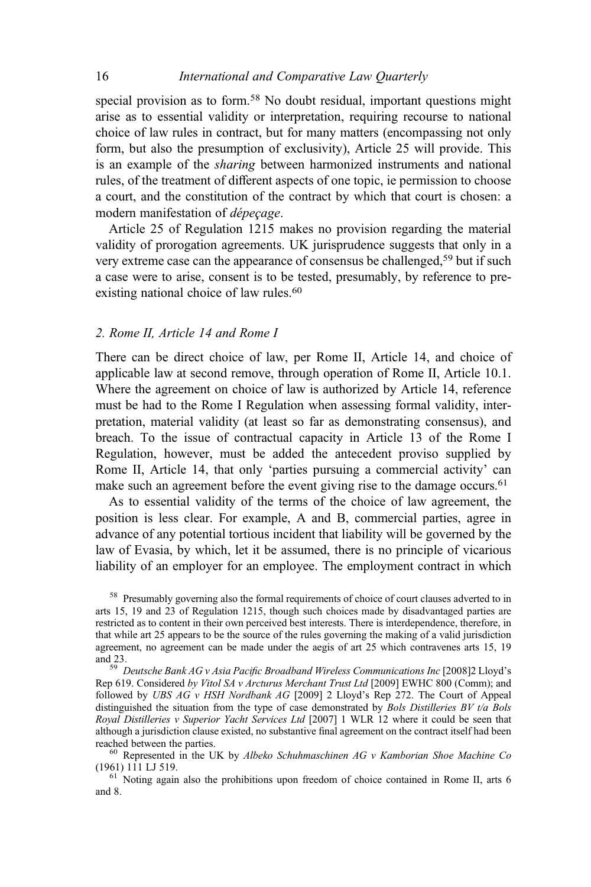special provision as to form.[58] No doubt residual, important questions might arise as to essential validity or interpretation, requiring recourse to national choice of law rules in contract, but for many matters (encompassing not only form, but also the presumption of exclusivity), Article 25 will provide. This is an example of the *sharing* between harmonized instruments and national rules, of the treatment of different aspects of one topic, ie permission to choose a court, and the constitution of the contract by which that court is chosen: a modern manifestation of *dépeçage*.

Article 25 of Regulation 1215 makes no provision regarding the material validity of prorogation agreements. UK jurisprudence suggests that only in a very extreme case can the appearance of consensus be challenged,[59] but if such a case were to arise, consent is to be tested, presumably, by reference to pre-existing national choice of law rules.[60]

### *2. Rome II, Article 14 and Rome I*

There can be direct choice of law, per Rome II, Article 14, and choice of applicable law at second remove, through operation of Rome II, Article 10.1. Where the agreement on choice of law is authorized by Article 14, reference must be had to the Rome I Regulation when assessing formal validity, interpretation, material validity (at least so far as demonstrating consensus), and breach. To the issue of contractual capacity in Article 13 of the Rome I Regulation, however, must be added the antecedent proviso supplied by Rome II, Article 14, that only 'parties pursuing a commercial activity' can make such an agreement before the event giving rise to the damage occurs.[61]

As to essential validity of the terms of the choice of law agreement, the position is less clear. For example, A and B, commercial parties, agree in advance of any potential tortious incident that liability will be governed by the law of Evasia, by which, let it be assumed, there is no principle of vicarious liability of an employer for an employee. The employment contract in which

---

[58] Presumably governing also the formal requirements of choice of court clauses adverted to in arts 15, 19 and 23 of Regulation 1215, though such choices made by disadvantaged parties are restricted as to content in their own perceived best interests. There is interdependence, therefore, in that while art 25 appears to be the source of the rules governing the making of a valid jurisdiction agreement, no agreement can be made under the aegis of art 25 which contravenes arts 15, 19 and 23.

[59] *Deutsche Bank AG v Asia Pacific Broadband Wireless Communications Inc* [2008]2 Lloyd's Rep 619. Considered *by Vitol SA v Arcturus Merchant Trust Ltd* [2009] EWHC 800 (Comm); and followed by *UBS AG v HSH Nordbank AG* [2009] 2 Lloyd's Rep 272. The Court of Appeal distinguished the situation from the type of case demonstrated by *Bols Distilleries BV t/a Bols Royal Distilleries v Superior Yacht Services Ltd* [2007] 1 WLR 12 where it could be seen that although a jurisdiction clause existed, no substantive final agreement on the contract itself had been reached between the parties.

[60] Represented in the UK by *Albeko Schuhmaschinen AG v Kamborian Shoe Machine Co* (1961) 111 LJ 519.

[61] Noting again also the prohibitions upon freedom of choice contained in Rome II, arts 6 and 8.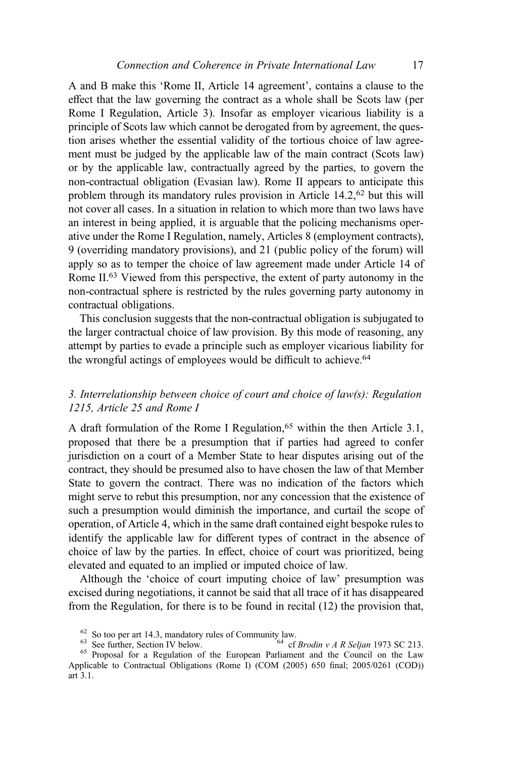A and B make this 'Rome II, Article 14 agreement', contains a clause to the effect that the law governing the contract as a whole shall be Scots law (per Rome I Regulation, Article 3). Insofar as employer vicarious liability is a principle of Scots law which cannot be derogated from by agreement, the question arises whether the essential validity of the tortious choice of law agreement must be judged by the applicable law of the main contract (Scots law) or by the applicable law, contractually agreed by the parties, to govern the non-contractual obligation (Evasian law). Rome II appears to anticipate this problem through its mandatory rules provision in Article 14.2,[62] but this will not cover all cases. In a situation in relation to which more than two laws have an interest in being applied, it is arguable that the policing mechanisms operative under the Rome I Regulation, namely, Articles 8 (employment contracts), 9 (overriding mandatory provisions), and 21 (public policy of the forum) will apply so as to temper the choice of law agreement made under Article 14 of Rome II.[63] Viewed from this perspective, the extent of party autonomy in the non-contractual sphere is restricted by the rules governing party autonomy in contractual obligations.

This conclusion suggests that the non-contractual obligation is subjugated to the larger contractual choice of law provision. By this mode of reasoning, any attempt by parties to evade a principle such as employer vicarious liability for the wrongful actings of employees would be difficult to achieve.[64]

### *3. Interrelationship between choice of court and choice of law(s): Regulation 1215, Article 25 and Rome I*

A draft formulation of the Rome I Regulation,[65] within the then Article 3.1, proposed that there be a presumption that if parties had agreed to confer jurisdiction on a court of a Member State to hear disputes arising out of the contract, they should be presumed also to have chosen the law of that Member State to govern the contract. There was no indication of the factors which might serve to rebut this presumption, nor any concession that the existence of such a presumption would diminish the importance, and curtail the scope of operation, of Article 4, which in the same draft contained eight bespoke rules to identify the applicable law for different types of contract in the absence of choice of law by the parties. In effect, choice of court was prioritized, being elevated and equated to an implied or imputed choice of law.

Although the 'choice of court imputing choice of law' presumption was excised during negotiations, it cannot be said that all trace of it has disappeared from the Regulation, for there is to be found in recital (12) the provision that,

---

[62] So too per art 14.3, mandatory rules of Community law.

[63] See further, Section IV below.

[64] cf *Brodin v A R Seljan* 1973 SC 213.

[65] Proposal for a Regulation of the European Parliament and the Council on the Law Applicable to Contractual Obligations (Rome I) (COM (2005) 650 final; 2005/0261 (COD)) art 3.1.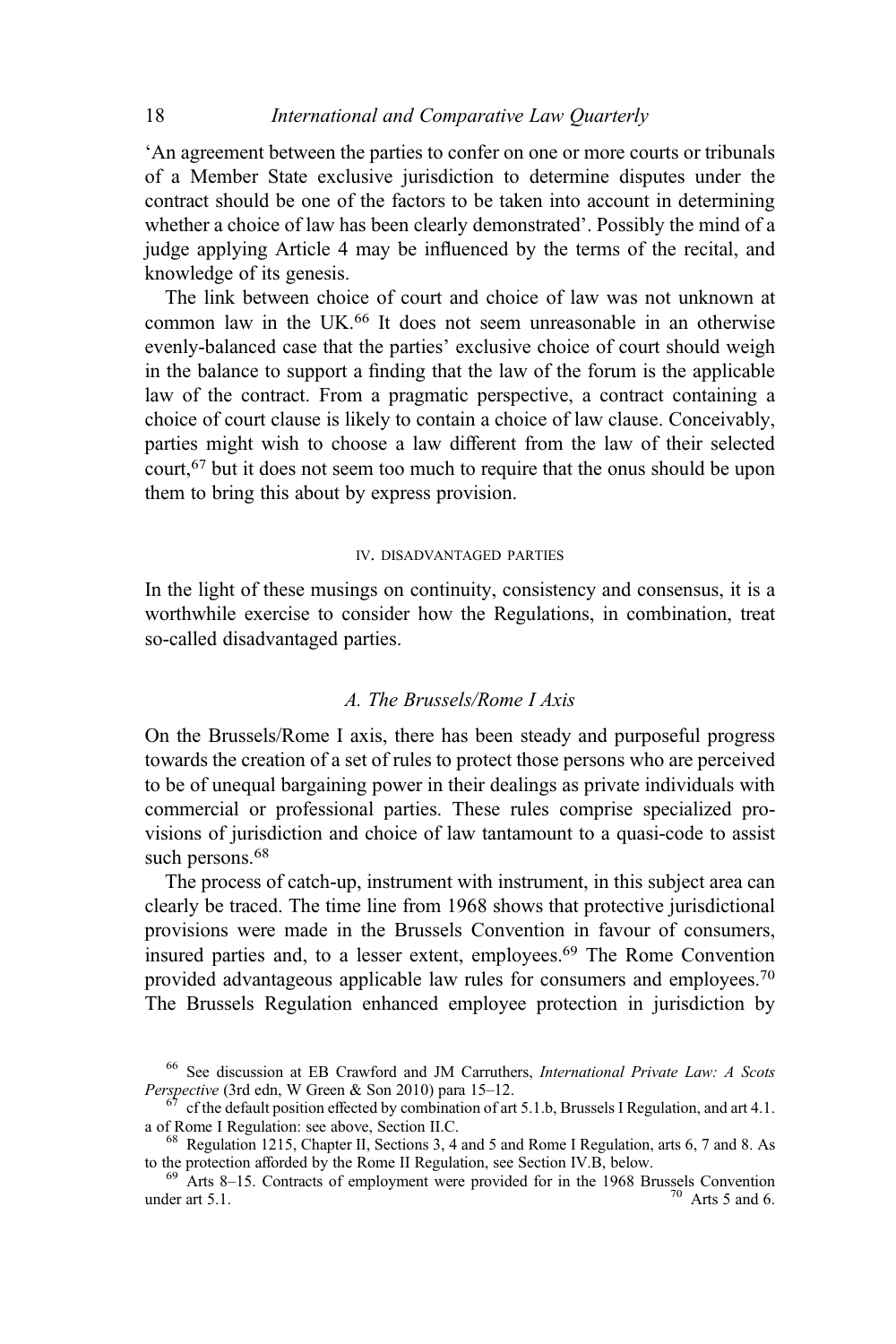'An agreement between the parties to confer on one or more courts or tribunals of a Member State exclusive jurisdiction to determine disputes under the contract should be one of the factors to be taken into account in determining whether a choice of law has been clearly demonstrated'. Possibly the mind of a judge applying Article 4 may be influenced by the terms of the recital, and knowledge of its genesis.

The link between choice of court and choice of law was not unknown at common law in the UK.[66] It does not seem unreasonable in an otherwise evenly-balanced case that the parties' exclusive choice of court should weigh in the balance to support a finding that the law of the forum is the applicable law of the contract. From a pragmatic perspective, a contract containing a choice of court clause is likely to contain a choice of law clause. Conceivably, parties might wish to choose a law different from the law of their selected court,[67] but it does not seem too much to require that the onus should be upon them to bring this about by express provision.

## IV. DISADVANTAGED PARTIES

In the light of these musings on continuity, consistency and consensus, it is a worthwhile exercise to consider how the Regulations, in combination, treat so-called disadvantaged parties.

### *A. The Brussels/Rome I Axis*

On the Brussels/Rome I axis, there has been steady and purposeful progress towards the creation of a set of rules to protect those persons who are perceived to be of unequal bargaining power in their dealings as private individuals with commercial or professional parties. These rules comprise specialized provisions of jurisdiction and choice of law tantamount to a quasi-code to assist such persons.[68]

The process of catch-up, instrument with instrument, in this subject area can clearly be traced. The time line from 1968 shows that protective jurisdictional provisions were made in the Brussels Convention in favour of consumers, insured parties and, to a lesser extent, employees.[69] The Rome Convention provided advantageous applicable law rules for consumers and employees.[70] The Brussels Regulation enhanced employee protection in jurisdiction by

[66] See discussion at EB Crawford and JM Carruthers, *International Private Law: A Scots Perspective* (3rd edn, W Green & Son 2010) para 15–12.

[67] cf the default position effected by combination of art 5.1.b, Brussels I Regulation, and art 4.1.a of Rome I Regulation: see above, Section II.C.

[68] Regulation 1215, Chapter II, Sections 3, 4 and 5 and Rome I Regulation, arts 6, 7 and 8. As to the protection afforded by the Rome II Regulation, see Section IV.B, below.

[69] Arts 8–15. Contracts of employment were provided for in the 1968 Brussels Convention under art 5.1.

[70] Arts 5 and 6.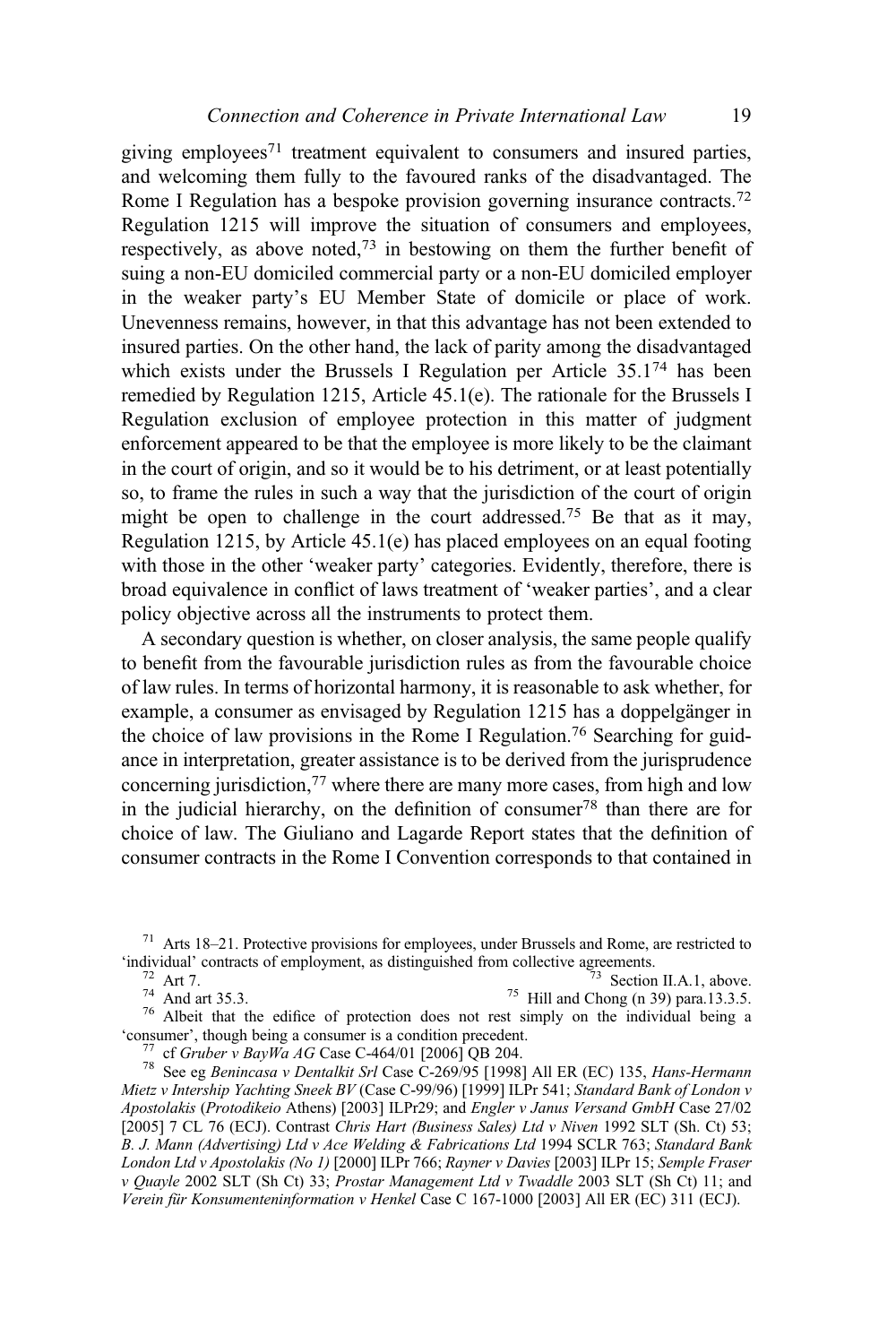giving employees[71] treatment equivalent to consumers and insured parties, and welcoming them fully to the favoured ranks of the disadvantaged. The Rome I Regulation has a bespoke provision governing insurance contracts.[72] Regulation 1215 will improve the situation of consumers and employees, respectively, as above noted,[73] in bestowing on them the further benefit of suing a non-EU domiciled commercial party or a non-EU domiciled employer in the weaker party's EU Member State of domicile or place of work. Unevenness remains, however, in that this advantage has not been extended to insured parties. On the other hand, the lack of parity among the disadvantaged which exists under the Brussels I Regulation per Article 35.1[74] has been remedied by Regulation 1215, Article 45.1(e). The rationale for the Brussels I Regulation exclusion of employee protection in this matter of judgment enforcement appeared to be that the employee is more likely to be the claimant in the court of origin, and so it would be to his detriment, or at least potentially so, to frame the rules in such a way that the jurisdiction of the court of origin might be open to challenge in the court addressed.[75] Be that as it may, Regulation 1215, by Article 45.1(e) has placed employees on an equal footing with those in the other 'weaker party' categories. Evidently, therefore, there is broad equivalence in conflict of laws treatment of 'weaker parties', and a clear policy objective across all the instruments to protect them.

A secondary question is whether, on closer analysis, the same people qualify to benefit from the favourable jurisdiction rules as from the favourable choice of law rules. In terms of horizontal harmony, it is reasonable to ask whether, for example, a consumer as envisaged by Regulation 1215 has a doppelgänger in the choice of law provisions in the Rome I Regulation.[76] Searching for guidance in interpretation, greater assistance is to be derived from the jurisprudence concerning jurisdiction,[77] where there are many more cases, from high and low in the judicial hierarchy, on the definition of consumer[78] than there are for choice of law. The Giuliano and Lagarde Report states that the definition of consumer contracts in the Rome I Convention corresponds to that contained in

---

[71] Arts 18–21. Protective provisions for employees, under Brussels and Rome, are restricted to 'individual' contracts of employment, as distinguished from collective agreements.

[72] Art 7.

[73] Section II.A.1, above.

[74] And art 35.3.

[75] Hill and Chong (n 39) para.13.3.5.

[76] Albeit that the edifice of protection does not rest simply on the individual being a 'consumer', though being a consumer is a condition precedent.

[77] cf *Gruber v BayWa AG* Case C-464/01 [2006] QB 204.

[78] See eg *Benincasa v Dentalkit Srl* Case C-269/95 [1998] All ER (EC) 135, *Hans-Hermann Mietz v Intership Yachting Sneek BV* (Case C-99/96) [1999] ILPr 541; *Standard Bank of London v Apostolakis* (*Protodikeio* Athens) [2003] ILPr29; and *Engler v Janus Versand GmbH* Case 27/02 [2005] 7 CL 76 (ECJ). Contrast *Chris Hart (Business Sales) Ltd v Niven* 1992 SLT (Sh. Ct) 53; *B. J. Mann (Advertising) Ltd v Ace Welding & Fabrications Ltd* 1994 SCLR 763; *Standard Bank London Ltd v Apostolakis (No 1)* [2000] ILPr 766; *Rayner v Davies* [2003] ILPr 15; *Semple Fraser v Quayle* 2002 SLT (Sh Ct) 33; *Prostar Management Ltd v Twaddle* 2003 SLT (Sh Ct) 11; and *Verein für Konsumenteninformation v Henkel* Case C 167-1000 [2003] All ER (EC) 311 (ECJ).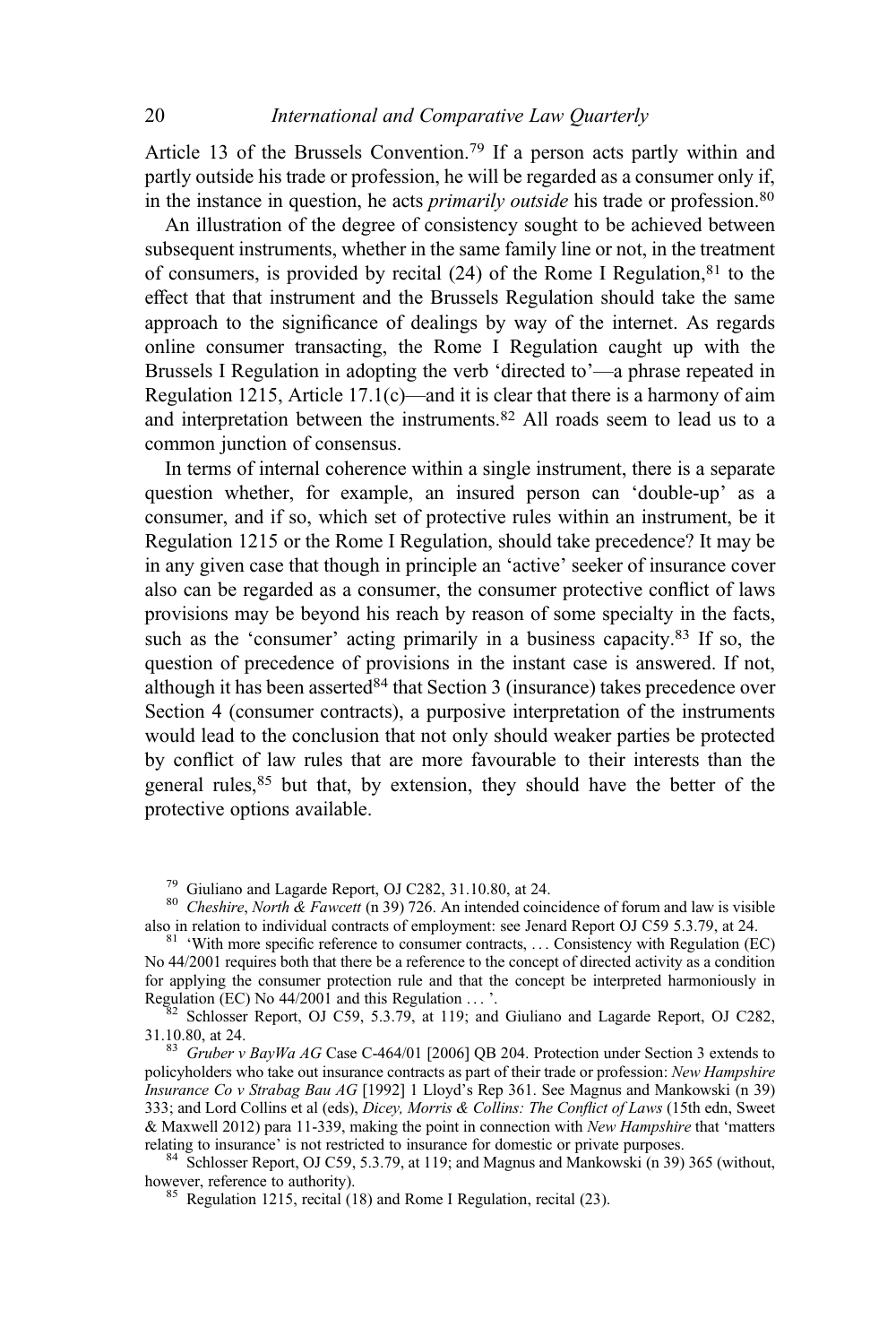Article 13 of the Brussels Convention.[79] If a person acts partly within and partly outside his trade or profession, he will be regarded as a consumer only if, in the instance in question, he acts *primarily outside* his trade or profession.[80]

An illustration of the degree of consistency sought to be achieved between subsequent instruments, whether in the same family line or not, in the treatment of consumers, is provided by recital (24) of the Rome I Regulation,[81] to the effect that that instrument and the Brussels Regulation should take the same approach to the significance of dealings by way of the internet. As regards online consumer transacting, the Rome I Regulation caught up with the Brussels I Regulation in adopting the verb 'directed to'—a phrase repeated in Regulation 1215, Article 17.1(c)—and it is clear that there is a harmony of aim and interpretation between the instruments.[82] All roads seem to lead us to a common junction of consensus.

In terms of internal coherence within a single instrument, there is a separate question whether, for example, an insured person can 'double-up' as a consumer, and if so, which set of protective rules within an instrument, be it Regulation 1215 or the Rome I Regulation, should take precedence? It may be in any given case that though in principle an 'active' seeker of insurance cover also can be regarded as a consumer, the consumer protective conflict of laws provisions may be beyond his reach by reason of some specialty in the facts, such as the 'consumer' acting primarily in a business capacity.[83] If so, the question of precedence of provisions in the instant case is answered. If not, although it has been asserted[84] that Section 3 (insurance) takes precedence over Section 4 (consumer contracts), a purposive interpretation of the instruments would lead to the conclusion that not only should weaker parties be protected by conflict of law rules that are more favourable to their interests than the general rules,[85] but that, by extension, they should have the better of the protective options available.

[79] Giuliano and Lagarde Report, OJ C282, 31.10.80, at 24.

[80] *Cheshire, North & Fawcett* (n 39) 726. An intended coincidence of forum and law is visible also in relation to individual contracts of employment: see Jenard Report OJ C59 5.3.79, at 24.

[81] 'With more specific reference to consumer contracts, … Consistency with Regulation (EC) No 44/2001 requires both that there be a reference to the concept of directed activity as a condition for applying the consumer protection rule and that the concept be interpreted harmoniously in Regulation (EC) No 44/2001 and this Regulation … '.

[82] Schlosser Report, OJ C59, 5.3.79, at 119; and Giuliano and Lagarde Report, OJ C282, 31.10.80, at 24.

[83] *Gruber v BayWa AG* Case C-464/01 [2006] QB 204. Protection under Section 3 extends to policyholders who take out insurance contracts as part of their trade or profession: *New Hampshire Insurance Co v Strabag Bau AG* [1992] 1 Lloyd's Rep 361. See Magnus and Mankowski (n 39) 333; and Lord Collins et al (eds), *Dicey, Morris & Collins: The Conflict of Laws* (15th edn, Sweet & Maxwell 2012) para 11-339, making the point in connection with *New Hampshire* that 'matters relating to insurance' is not restricted to insurance for domestic or private purposes.

[84] Schlosser Report, OJ C59, 5.3.79, at 119; and Magnus and Mankowski (n 39) 365 (without, however, reference to authority).

[85] Regulation 1215, recital (18) and Rome I Regulation, recital (23).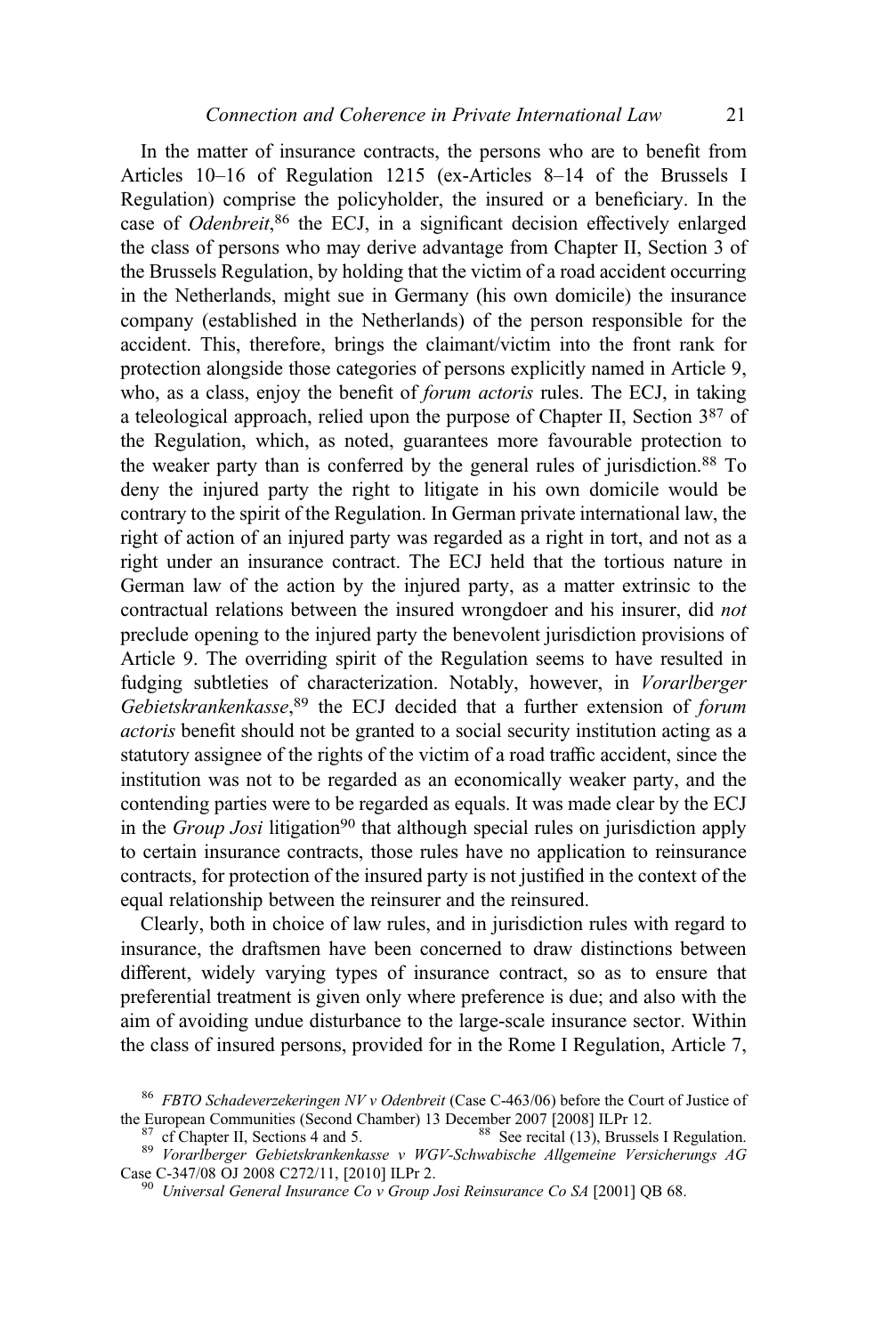In the matter of insurance contracts, the persons who are to benefit from Articles 10–16 of Regulation 1215 (ex-Articles 8–14 of the Brussels I Regulation) comprise the policyholder, the insured or a beneficiary. In the case of *Odenbreit*,[86] the ECJ, in a significant decision effectively enlarged the class of persons who may derive advantage from Chapter II, Section 3 of the Brussels Regulation, by holding that the victim of a road accident occurring in the Netherlands, might sue in Germany (his own domicile) the insurance company (established in the Netherlands) of the person responsible for the accident. This, therefore, brings the claimant/victim into the front rank for protection alongside those categories of persons explicitly named in Article 9, who, as a class, enjoy the benefit of *forum actoris* rules. The ECJ, in taking a teleological approach, relied upon the purpose of Chapter II, Section 3[87] of the Regulation, which, as noted, guarantees more favourable protection to the weaker party than is conferred by the general rules of jurisdiction.[88] To deny the injured party the right to litigate in his own domicile would be contrary to the spirit of the Regulation. In German private international law, the right of action of an injured party was regarded as a right in tort, and not as a right under an insurance contract. The ECJ held that the tortious nature in German law of the action by the injured party, as a matter extrinsic to the contractual relations between the insured wrongdoer and his insurer, did *not* preclude opening to the injured party the benevolent jurisdiction provisions of Article 9. The overriding spirit of the Regulation seems to have resulted in fudging subtleties of characterization. Notably, however, in *Vorarlberger Gebietskrankenkasse*,[89] the ECJ decided that a further extension of *forum actoris* benefit should not be granted to a social security institution acting as a statutory assignee of the rights of the victim of a road traffic accident, since the institution was not to be regarded as an economically weaker party, and the contending parties were to be regarded as equals. It was made clear by the ECJ in the *Group Josi* litigation[90] that although special rules on jurisdiction apply to certain insurance contracts, those rules have no application to reinsurance contracts, for protection of the insured party is not justified in the context of the equal relationship between the reinsurer and the reinsured.

Clearly, both in choice of law rules, and in jurisdiction rules with regard to insurance, the draftsmen have been concerned to draw distinctions between different, widely varying types of insurance contract, so as to ensure that preferential treatment is given only where preference is due; and also with the aim of avoiding undue disturbance to the large-scale insurance sector. Within the class of insured persons, provided for in the Rome I Regulation, Article 7,

[86] *FBTO Schadeverzekeringen NV v Odenbreit* (Case C-463/06) before the Court of Justice of the European Communities (Second Chamber) 13 December 2007 [2008] ILPr 12.

[87] cf Chapter II, Sections 4 and 5.

[88] See recital (13), Brussels I Regulation.

[89] *Vorarlberger Gebietskrankenkasse v WGV-Schwabische Allgemeine Versicherungs AG* Case C-347/08 OJ 2008 C272/11, [2010] ILPr 2.

[90] *Universal General Insurance Co v Group Josi Reinsurance Co SA* [2001] QB 68.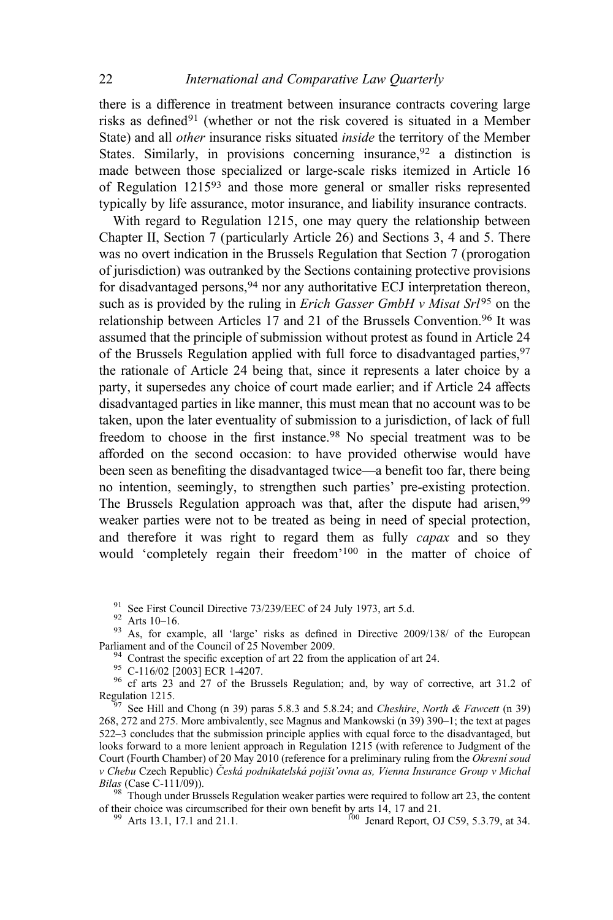there is a difference in treatment between insurance contracts covering large risks as defined[91] (whether or not the risk covered is situated in a Member State) and all *other* insurance risks situated *inside* the territory of the Member States. Similarly, in provisions concerning insurance,[92] a distinction is made between those specialized or large-scale risks itemized in Article 16 of Regulation 1215[93] and those more general or smaller risks represented typically by life assurance, motor insurance, and liability insurance contracts.

With regard to Regulation 1215, one may query the relationship between Chapter II, Section 7 (particularly Article 26) and Sections 3, 4 and 5. There was no overt indication in the Brussels Regulation that Section 7 (prorogation of jurisdiction) was outranked by the Sections containing protective provisions for disadvantaged persons,[94] nor any authoritative ECJ interpretation thereon, such as is provided by the ruling in *Erich Gasser GmbH v Misat Srl*[95] on the relationship between Articles 17 and 21 of the Brussels Convention.[96] It was assumed that the principle of submission without protest as found in Article 24 of the Brussels Regulation applied with full force to disadvantaged parties,[97] the rationale of Article 24 being that, since it represents a later choice by a party, it supersedes any choice of court made earlier; and if Article 24 affects disadvantaged parties in like manner, this must mean that no account was to be taken, upon the later eventuality of submission to a jurisdiction, of lack of full freedom to choose in the first instance.[98] No special treatment was to be afforded on the second occasion: to have provided otherwise would have been seen as benefiting the disadvantaged twice—a benefit too far, there being no intention, seemingly, to strengthen such parties' pre-existing protection. The Brussels Regulation approach was that, after the dispute had arisen,[99] weaker parties were not to be treated as being in need of special protection, and therefore it was right to regard them as fully *capax* and so they would 'completely regain their freedom'[100] in the matter of choice of

[91] See First Council Directive 73/239/EEC of 24 July 1973, art 5.d.

[92] Arts 10–16.

[93] As, for example, all 'large' risks as defined in Directive 2009/138/ of the European Parliament and of the Council of 25 November 2009.

[94] Contrast the specific exception of art 22 from the application of art 24.

[95] C-116/02 [2003] ECR 1-4207.

[96] cf arts 23 and 27 of the Brussels Regulation; and, by way of corrective, art 31.2 of Regulation 1215.

[97] See Hill and Chong (n 39) paras 5.8.3 and 5.8.24; and *Cheshire*, *North & Fawcett* (n 39) 268, 272 and 275. More ambivalently, see Magnus and Mankowski (n 39) 390–1; the text at pages 522–3 concludes that the submission principle applies with equal force to the disadvantaged, but looks forward to a more lenient approach in Regulation 1215 (with reference to Judgment of the Court (Fourth Chamber) of 20 May 2010 (reference for a preliminary ruling from the *Okresní soud v Chebu* Czech Republic) *Česká podnikatelská pojišťovna as, Vienna Insurance Group v Michal Bilas* (Case C-111/09)).

[98] Though under Brussels Regulation weaker parties were required to follow art 23, the content of their choice was circumscribed for their own benefit by arts 14, 17 and 21.

[99] Arts 13.1, 17.1 and 21.1.

[100] Jenard Report, OJ C59, 5.3.79, at 34.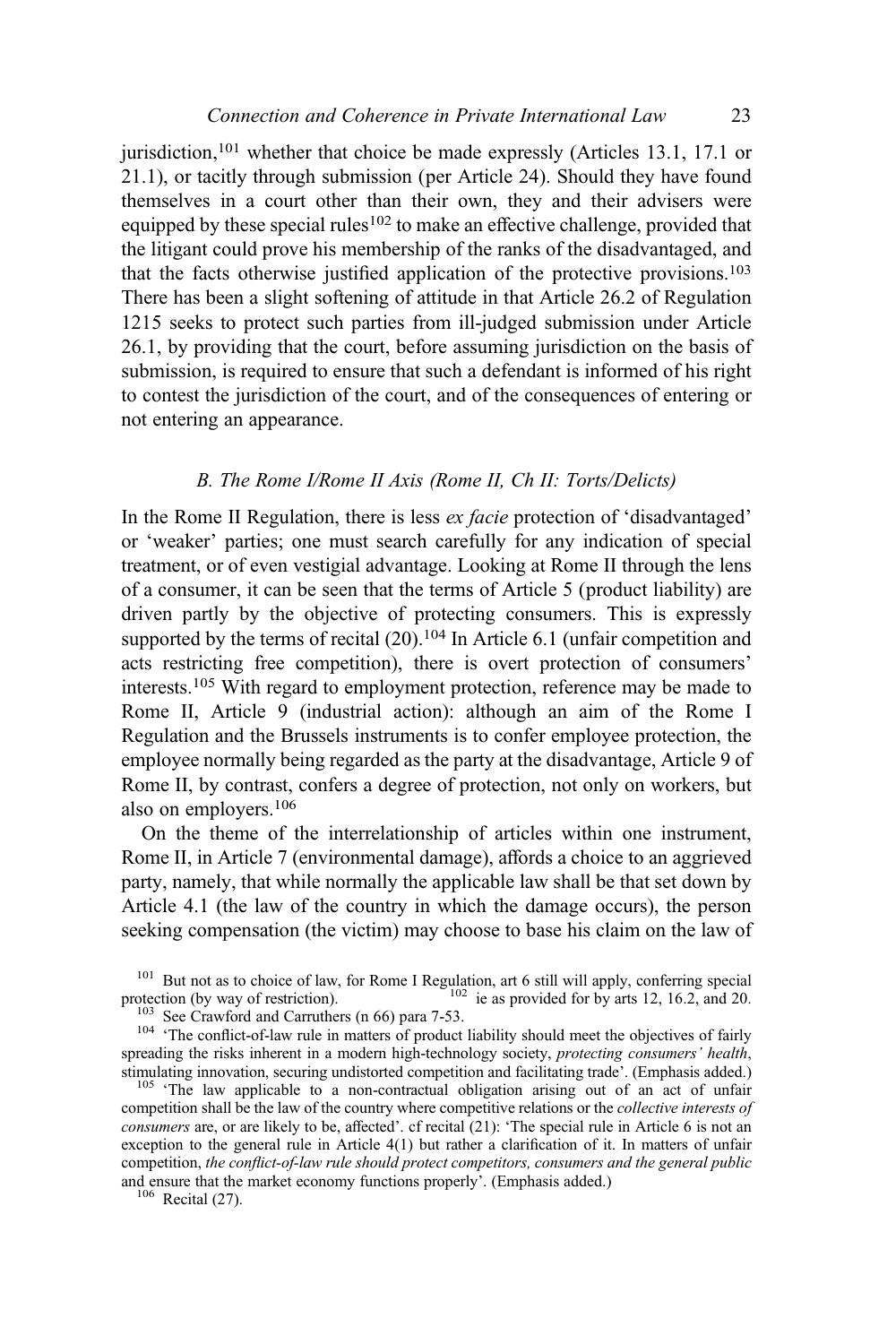jurisdiction,[101] whether that choice be made expressly (Articles 13.1, 17.1 or 21.1), or tacitly through submission (per Article 24). Should they have found themselves in a court other than their own, they and their advisers were equipped by these special rules[102] to make an effective challenge, provided that the litigant could prove his membership of the ranks of the disadvantaged, and that the facts otherwise justified application of the protective provisions.[103] There has been a slight softening of attitude in that Article 26.2 of Regulation 1215 seeks to protect such parties from ill-judged submission under Article 26.1, by providing that the court, before assuming jurisdiction on the basis of submission, is required to ensure that such a defendant is informed of his right to contest the jurisdiction of the court, and of the consequences of entering or not entering an appearance.

### *B. The Rome I/Rome II Axis (Rome II, Ch II: Torts/Delicts)*

In the Rome II Regulation, there is less *ex facie* protection of 'disadvantaged' or 'weaker' parties; one must search carefully for any indication of special treatment, or of even vestigial advantage. Looking at Rome II through the lens of a consumer, it can be seen that the terms of Article 5 (product liability) are driven partly by the objective of protecting consumers. This is expressly supported by the terms of recital (20).[104] In Article 6.1 (unfair competition and acts restricting free competition), there is overt protection of consumers' interests.[105] With regard to employment protection, reference may be made to Rome II, Article 9 (industrial action): although an aim of the Rome I Regulation and the Brussels instruments is to confer employee protection, the employee normally being regarded as the party at the disadvantage, Article 9 of Rome II, by contrast, confers a degree of protection, not only on workers, but also on employers.[106]

On the theme of the interrelationship of articles within one instrument, Rome II, in Article 7 (environmental damage), affords a choice to an aggrieved party, namely, that while normally the applicable law shall be that set down by Article 4.1 (the law of the country in which the damage occurs), the person seeking compensation (the victim) may choose to base his claim on the law of

[101] But not as to choice of law, for Rome I Regulation, art 6 still will apply, conferring special protection (by way of restriction).

[102] ie as provided for by arts 12, 16.2, and 20.

[103] See Crawford and Carruthers (n 66) para 7-53.

[104] 'The conflict-of-law rule in matters of product liability should meet the objectives of fairly spreading the risks inherent in a modern high-technology society, *protecting consumers' health*, stimulating innovation, securing undistorted competition and facilitating trade'. (Emphasis added.)

[105] 'The law applicable to a non-contractual obligation arising out of an act of unfair competition shall be the law of the country where competitive relations or the *collective interests of consumers* are, or are likely to be, affected'. cf recital (21): 'The special rule in Article 6 is not an exception to the general rule in Article 4(1) but rather a clarification of it. In matters of unfair competition, *the conflict-of-law rule should protect competitors, consumers and the general public* and ensure that the market economy functions properly'. (Emphasis added.)

[106] Recital (27).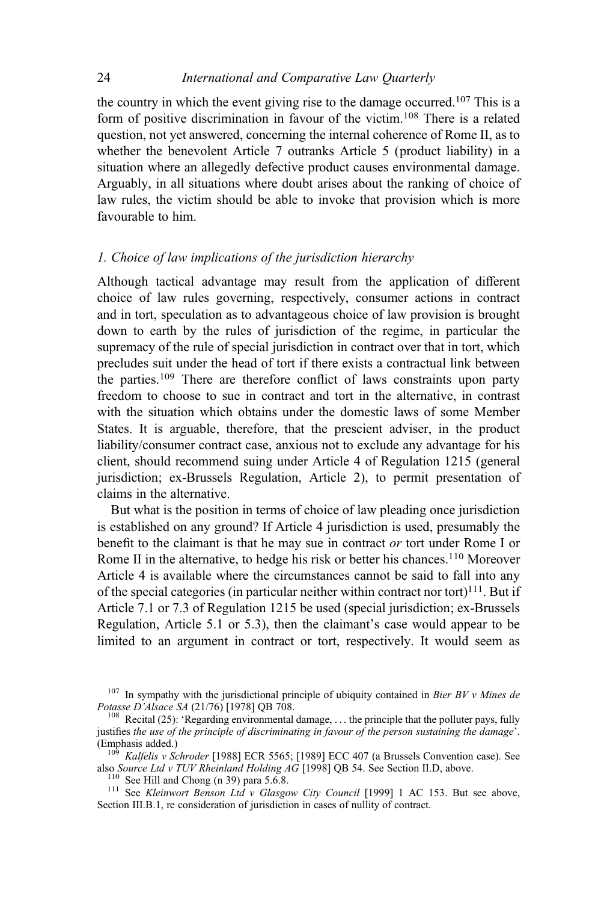the country in which the event giving rise to the damage occurred.[107] This is a form of positive discrimination in favour of the victim.[108] There is a related question, not yet answered, concerning the internal coherence of Rome II, as to whether the benevolent Article 7 outranks Article 5 (product liability) in a situation where an allegedly defective product causes environmental damage. Arguably, in all situations where doubt arises about the ranking of choice of law rules, the victim should be able to invoke that provision which is more favourable to him.

### *1. Choice of law implications of the jurisdiction hierarchy*

Although tactical advantage may result from the application of different choice of law rules governing, respectively, consumer actions in contract and in tort, speculation as to advantageous choice of law provision is brought down to earth by the rules of jurisdiction of the regime, in particular the supremacy of the rule of special jurisdiction in contract over that in tort, which precludes suit under the head of tort if there exists a contractual link between the parties.[109] There are therefore conflict of laws constraints upon party freedom to choose to sue in contract and tort in the alternative, in contrast with the situation which obtains under the domestic laws of some Member States. It is arguable, therefore, that the prescient adviser, in the product liability/consumer contract case, anxious not to exclude any advantage for his client, should recommend suing under Article 4 of Regulation 1215 (general jurisdiction; ex-Brussels Regulation, Article 2), to permit presentation of claims in the alternative.

But what is the position in terms of choice of law pleading once jurisdiction is established on any ground? If Article 4 jurisdiction is used, presumably the benefit to the claimant is that he may sue in contract *or* tort under Rome I or Rome II in the alternative, to hedge his risk or better his chances.[110] Moreover Article 4 is available where the circumstances cannot be said to fall into any of the special categories (in particular neither within contract nor tort)[111]. But if Article 7.1 or 7.3 of Regulation 1215 be used (special jurisdiction; ex-Brussels Regulation, Article 5.1 or 5.3), then the claimant's case would appear to be limited to an argument in contract or tort, respectively. It would seem as

---

[107] In sympathy with the jurisdictional principle of ubiquity contained in *Bier BV v Mines de Potasse D'Alsace SA* (21/76) [1978] QB 708.

[108] Recital (25): 'Regarding environmental damage, . . . the principle that the polluter pays, fully justifies *the use of the principle of discriminating in favour of the person sustaining the damage*'. (Emphasis added.)

[109] *Kalfelis v Schroder* [1988] ECR 5565; [1989] ECC 407 (a Brussels Convention case). See also *Source Ltd v TUV Rheinland Holding AG* [1998] QB 54. See Section II.D, above.

[110] See Hill and Chong (n 39) para 5.6.8.

[111] See *Kleinwort Benson Ltd v Glasgow City Council* [1999] 1 AC 153. But see above, Section III.B.1, re consideration of jurisdiction in cases of nullity of contract.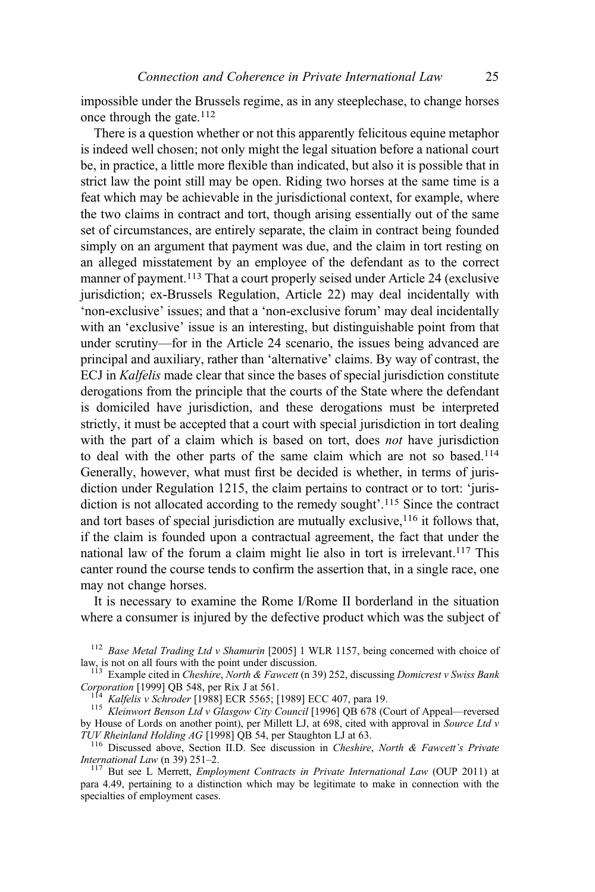impossible under the Brussels regime, as in any steeplechase, to change horses once through the gate.[112]

There is a question whether or not this apparently felicitous equine metaphor is indeed well chosen; not only might the legal situation before a national court be, in practice, a little more flexible than indicated, but also it is possible that in strict law the point still may be open. Riding two horses at the same time is a feat which may be achievable in the jurisdictional context, for example, where the two claims in contract and tort, though arising essentially out of the same set of circumstances, are entirely separate, the claim in contract being founded simply on an argument that payment was due, and the claim in tort resting on an alleged misstatement by an employee of the defendant as to the correct manner of payment.[113] That a court properly seised under Article 24 (exclusive jurisdiction; ex-Brussels Regulation, Article 22) may deal incidentally with 'non-exclusive' issues; and that a 'non-exclusive forum' may deal incidentally with an 'exclusive' issue is an interesting, but distinguishable point from that under scrutiny—for in the Article 24 scenario, the issues being advanced are principal and auxiliary, rather than 'alternative' claims. By way of contrast, the ECJ in *Kalfelis* made clear that since the bases of special jurisdiction constitute derogations from the principle that the courts of the State where the defendant is domiciled have jurisdiction, and these derogations must be interpreted strictly, it must be accepted that a court with special jurisdiction in tort dealing with the part of a claim which is based on tort, does *not* have jurisdiction to deal with the other parts of the same claim which are not so based.[114] Generally, however, what must first be decided is whether, in terms of jurisdiction under Regulation 1215, the claim pertains to contract or to tort: 'jurisdiction is not allocated according to the remedy sought'.[115] Since the contract and tort bases of special jurisdiction are mutually exclusive,[116] it follows that, if the claim is founded upon a contractual agreement, the fact that under the national law of the forum a claim might lie also in tort is irrelevant.[117] This canter round the course tends to confirm the assertion that, in a single race, one may not change horses.

It is necessary to examine the Rome I/Rome II borderland in the situation where a consumer is injured by the defective product which was the subject of

[112] *Base Metal Trading Ltd v Shamurin* [2005] 1 WLR 1157, being concerned with choice of law, is not on all fours with the point under discussion.

[113] Example cited in *Cheshire, North & Fawcett* (n 39) 252, discussing *Domicrest v Swiss Bank Corporation* [1999] QB 548, per Rix J at 561.

[114] *Kalfelis v Schroder* [1988] ECR 5565; [1989] ECC 407, para 19.

[115] *Kleinwort Benson Ltd v Glasgow City Council* [1996] QB 678 (Court of Appeal—reversed by House of Lords on another point), per Millett LJ, at 698, cited with approval in *Source Ltd v TUV Rheinland Holding AG* [1998] QB 54, per Staughton LJ at 63.

[116] Discussed above, Section II.D. See discussion in *Cheshire, North & Fawcett's Private International Law* (n 39) 251–2.

[117] But see L Merrett, *Employment Contracts in Private International Law* (OUP 2011) at para 4.49, pertaining to a distinction which may be legitimate to make in connection with the specialties of employment cases.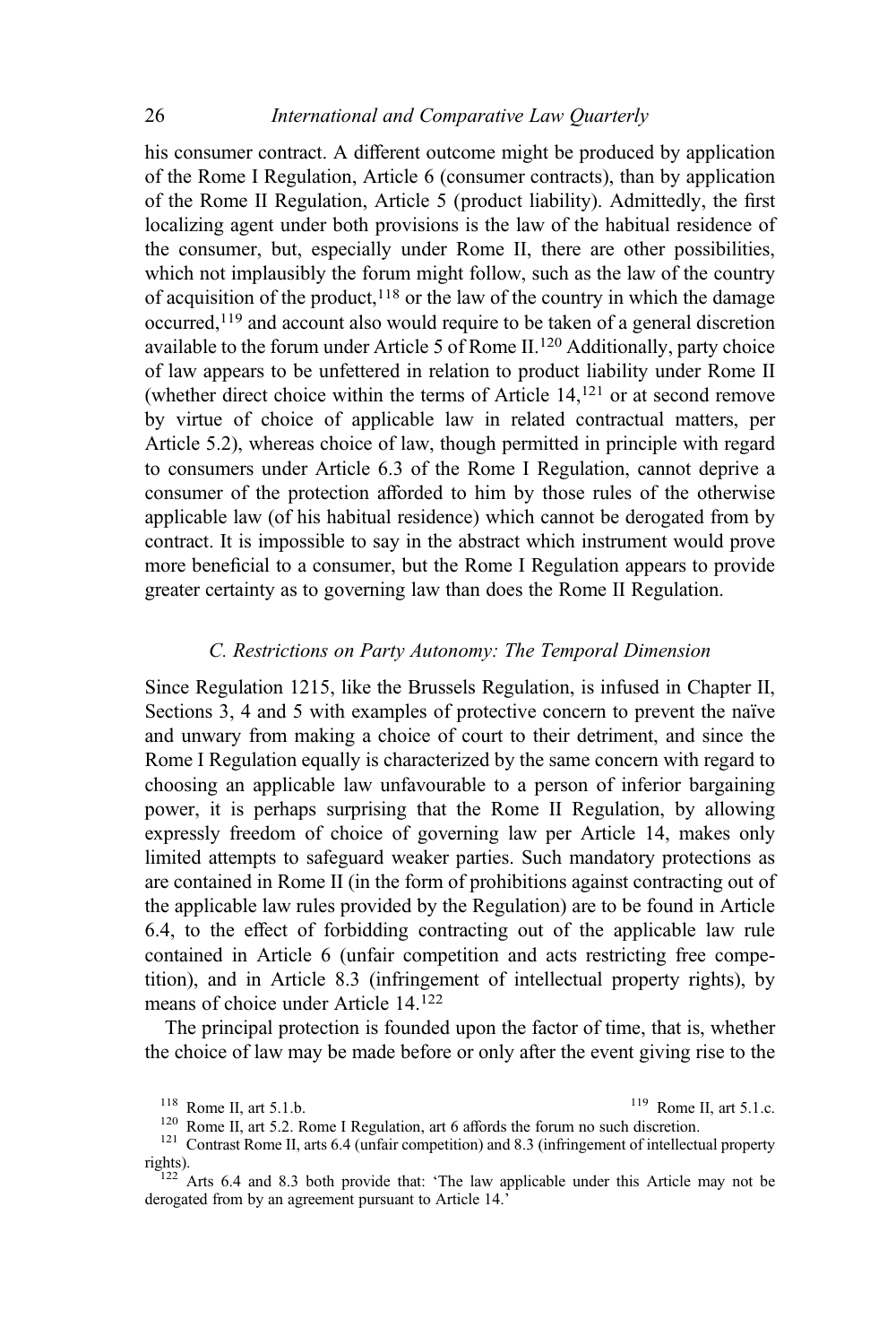his consumer contract. A different outcome might be produced by application of the Rome I Regulation, Article 6 (consumer contracts), than by application of the Rome II Regulation, Article 5 (product liability). Admittedly, the first localizing agent under both provisions is the law of the habitual residence of the consumer, but, especially under Rome II, there are other possibilities, which not implausibly the forum might follow, such as the law of the country of acquisition of the product,[118] or the law of the country in which the damage occurred,[119] and account also would require to be taken of a general discretion available to the forum under Article 5 of Rome II.[120] Additionally, party choice of law appears to be unfettered in relation to product liability under Rome II (whether direct choice within the terms of Article 14,[121] or at second remove by virtue of choice of applicable law in related contractual matters, per Article 5.2), whereas choice of law, though permitted in principle with regard to consumers under Article 6.3 of the Rome I Regulation, cannot deprive a consumer of the protection afforded to him by those rules of the otherwise applicable law (of his habitual residence) which cannot be derogated from by contract. It is impossible to say in the abstract which instrument would prove more beneficial to a consumer, but the Rome I Regulation appears to provide greater certainty as to governing law than does the Rome II Regulation.

### *C. Restrictions on Party Autonomy: The Temporal Dimension*

Since Regulation 1215, like the Brussels Regulation, is infused in Chapter II, Sections 3, 4 and 5 with examples of protective concern to prevent the naïve and unwary from making a choice of court to their detriment, and since the Rome I Regulation equally is characterized by the same concern with regard to choosing an applicable law unfavourable to a person of inferior bargaining power, it is perhaps surprising that the Rome II Regulation, by allowing expressly freedom of choice of governing law per Article 14, makes only limited attempts to safeguard weaker parties. Such mandatory protections as are contained in Rome II (in the form of prohibitions against contracting out of the applicable law rules provided by the Regulation) are to be found in Article 6.4, to the effect of forbidding contracting out of the applicable law rule contained in Article 6 (unfair competition and acts restricting free competition), and in Article 8.3 (infringement of intellectual property rights), by means of choice under Article 14.[122]

The principal protection is founded upon the factor of time, that is, whether the choice of law may be made before or only after the event giving rise to the

[118] Rome II, art 5.1.b.

[119] Rome II, art 5.1.c.

[120] Rome II, art 5.2. Rome I Regulation, art 6 affords the forum no such discretion.

[121] Contrast Rome II, arts 6.4 (unfair competition) and 8.3 (infringement of intellectual property rights).

[122] Arts 6.4 and 8.3 both provide that: 'The law applicable under this Article may not be derogated from by an agreement pursuant to Article 14.'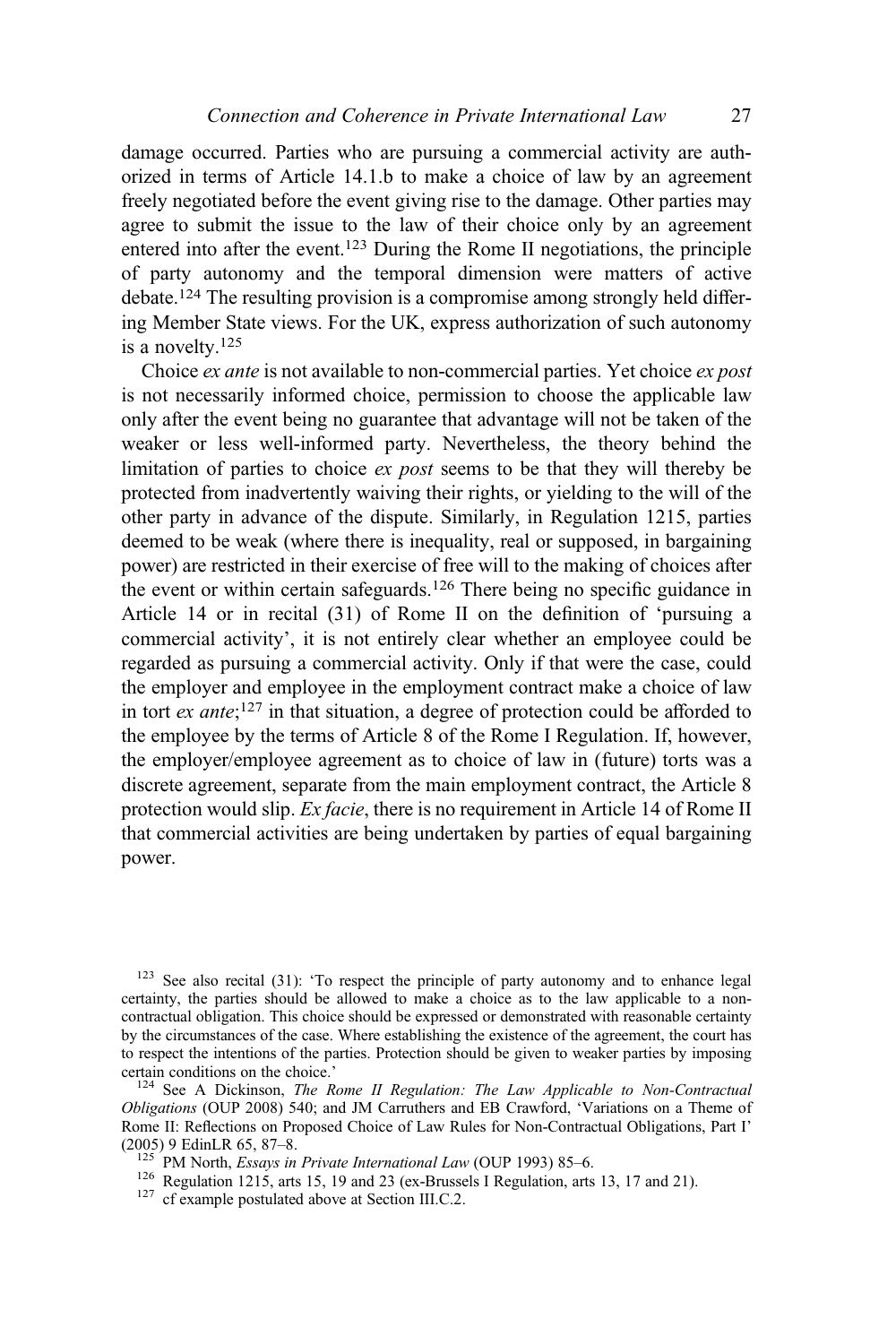damage occurred. Parties who are pursuing a commercial activity are authorized in terms of Article 14.1.b to make a choice of law by an agreement freely negotiated before the event giving rise to the damage. Other parties may agree to submit the issue to the law of their choice only by an agreement entered into after the event.[123] During the Rome II negotiations, the principle of party autonomy and the temporal dimension were matters of active debate.[124] The resulting provision is a compromise among strongly held differing Member State views. For the UK, express authorization of such autonomy is a novelty.[125]

Choice *ex ante* is not available to non-commercial parties. Yet choice *ex post* is not necessarily informed choice, permission to choose the applicable law only after the event being no guarantee that advantage will not be taken of the weaker or less well-informed party. Nevertheless, the theory behind the limitation of parties to choice *ex post* seems to be that they will thereby be protected from inadvertently waiving their rights, or yielding to the will of the other party in advance of the dispute. Similarly, in Regulation 1215, parties deemed to be weak (where there is inequality, real or supposed, in bargaining power) are restricted in their exercise of free will to the making of choices after the event or within certain safeguards.[126] There being no specific guidance in Article 14 or in recital (31) of Rome II on the definition of 'pursuing a commercial activity', it is not entirely clear whether an employee could be regarded as pursuing a commercial activity. Only if that were the case, could the employer and employee in the employment contract make a choice of law in tort *ex ante*;[127] in that situation, a degree of protection could be afforded to the employee by the terms of Article 8 of the Rome I Regulation. If, however, the employer/employee agreement as to choice of law in (future) torts was a discrete agreement, separate from the main employment contract, the Article 8 protection would slip. *Ex facie*, there is no requirement in Article 14 of Rome II that commercial activities are being undertaken by parties of equal bargaining power.

[123] See also recital (31): 'To respect the principle of party autonomy and to enhance legal certainty, the parties should be allowed to make a choice as to the law applicable to a non-contractual obligation. This choice should be expressed or demonstrated with reasonable certainty by the circumstances of the case. Where establishing the existence of the agreement, the court has to respect the intentions of the parties. Protection should be given to weaker parties by imposing certain conditions on the choice.'

[124] See A Dickinson, *The Rome II Regulation: The Law Applicable to Non-Contractual Obligations* (OUP 2008) 540; and JM Carruthers and EB Crawford, 'Variations on a Theme of Rome II: Reflections on Proposed Choice of Law Rules for Non-Contractual Obligations, Part I' (2005) 9 EdinLR 65, 87–8.

[125] PM North, *Essays in Private International Law* (OUP 1993) 85–6.

[126] Regulation 1215, arts 15, 19 and 23 (ex-Brussels I Regulation, arts 13, 17 and 21).

[127] cf example postulated above at Section III.C.2.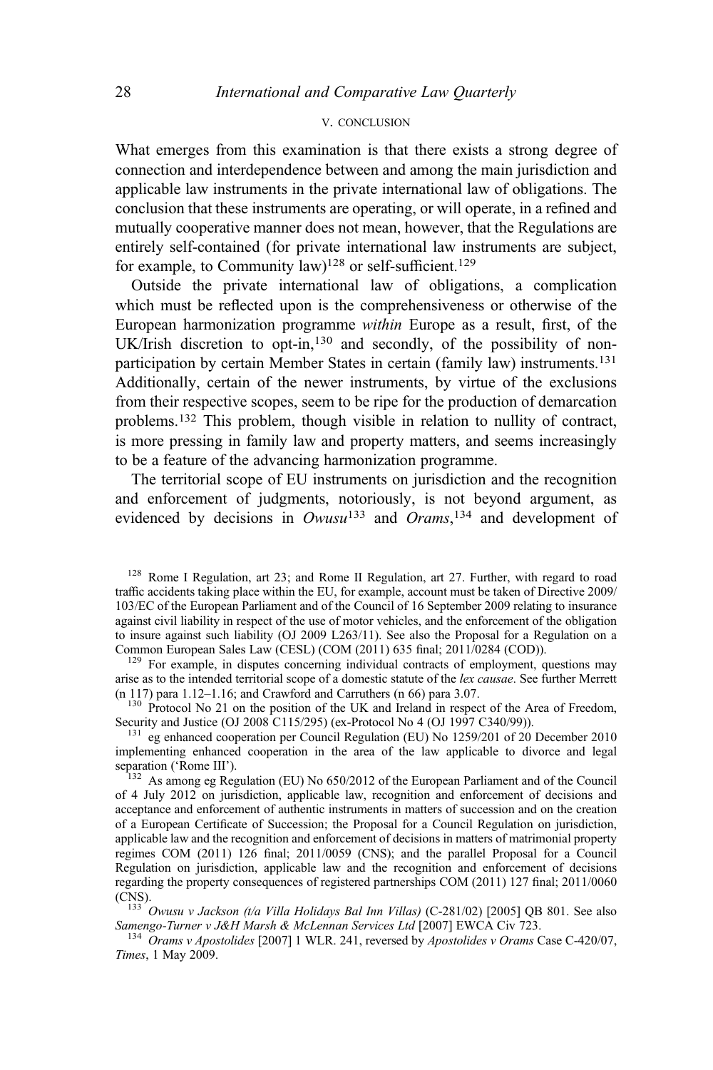## V. CONCLUSION

What emerges from this examination is that there exists a strong degree of connection and interdependence between and among the main jurisdiction and applicable law instruments in the private international law of obligations. The conclusion that these instruments are operating, or will operate, in a refined and mutually cooperative manner does not mean, however, that the Regulations are entirely self-contained (for private international law instruments are subject, for example, to Community law)[128] or self-sufficient.[129]

Outside the private international law of obligations, a complication which must be reflected upon is the comprehensiveness or otherwise of the European harmonization programme *within* Europe as a result, first, of the UK/Irish discretion to opt-in,[130] and secondly, of the possibility of non-participation by certain Member States in certain (family law) instruments.[131] Additionally, certain of the newer instruments, by virtue of the exclusions from their respective scopes, seem to be ripe for the production of demarcation problems.[132] This problem, though visible in relation to nullity of contract, is more pressing in family law and property matters, and seems increasingly to be a feature of the advancing harmonization programme.

The territorial scope of EU instruments on jurisdiction and the recognition and enforcement of judgments, notoriously, is not beyond argument, as evidenced by decisions in *Owusu*[133] and *Orams*,[134] and development of

---

[128] Rome I Regulation, art 23; and Rome II Regulation, art 27. Further, with regard to road traffic accidents taking place within the EU, for example, account must be taken of Directive 2009/103/EC of the European Parliament and of the Council of 16 September 2009 relating to insurance against civil liability in respect of the use of motor vehicles, and the enforcement of the obligation to insure against such liability (OJ 2009 L263/11). See also the Proposal for a Regulation on a Common European Sales Law (CESL) (COM (2011) 635 final; 2011/0284 (COD)).

[129] For example, in disputes concerning individual contracts of employment, questions may arise as to the intended territorial scope of a domestic statute of the *lex causae*. See further Merrett (n 117) para 1.12–1.16; and Crawford and Carruthers (n 66) para 3.07.

[130] Protocol No 21 on the position of the UK and Ireland in respect of the Area of Freedom, Security and Justice (OJ 2008 C115/295) (ex-Protocol No 4 (OJ 1997 C340/99)).

[131] eg enhanced cooperation per Council Regulation (EU) No 1259/201 of 20 December 2010 implementing enhanced cooperation in the area of the law applicable to divorce and legal separation ('Rome III').

[132] As among eg Regulation (EU) No 650/2012 of the European Parliament and of the Council of 4 July 2012 on jurisdiction, applicable law, recognition and enforcement of decisions and acceptance and enforcement of authentic instruments in matters of succession and on the creation of a European Certificate of Succession; the Proposal for a Council Regulation on jurisdiction, applicable law and the recognition and enforcement of decisions in matters of matrimonial property regimes COM (2011) 126 final; 2011/0059 (CNS); and the parallel Proposal for a Council Regulation on jurisdiction, applicable law and the recognition and enforcement of decisions regarding the property consequences of registered partnerships COM (2011) 127 final; 2011/0060 (CNS).

[133] *Owusu v Jackson (t/a Villa Holidays Bal Inn Villas)* (C-281/02) [2005] QB 801. See also *Samengo-Turner v J&H Marsh & McLennan Services Ltd* [2007] EWCA Civ 723.

[134] *Orams v Apostolides* [2007] 1 WLR. 241, reversed by *Apostolides v Orams* Case C-420/07, *Times*, 1 May 2009.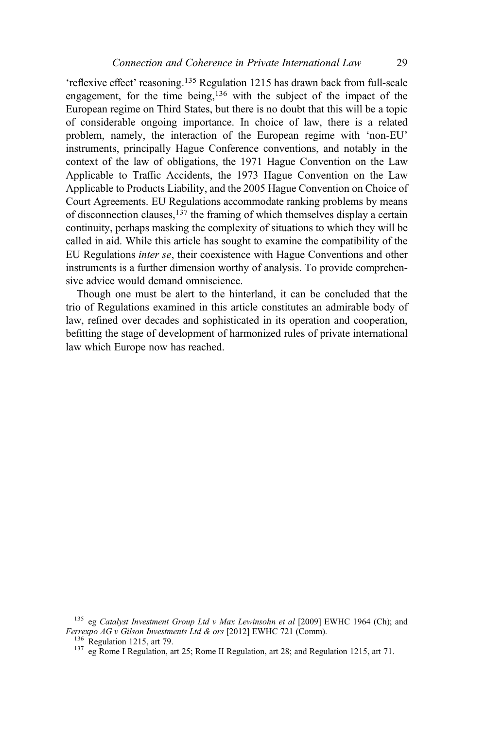'reflexive effect' reasoning.[135] Regulation 1215 has drawn back from full-scale engagement, for the time being,[136] with the subject of the impact of the European regime on Third States, but there is no doubt that this will be a topic of considerable ongoing importance. In choice of law, there is a related problem, namely, the interaction of the European regime with 'non-EU' instruments, principally Hague Conference conventions, and notably in the context of the law of obligations, the 1971 Hague Convention on the Law Applicable to Traffic Accidents, the 1973 Hague Convention on the Law Applicable to Products Liability, and the 2005 Hague Convention on Choice of Court Agreements. EU Regulations accommodate ranking problems by means of disconnection clauses,[137] the framing of which themselves display a certain continuity, perhaps masking the complexity of situations to which they will be called in aid. While this article has sought to examine the compatibility of the EU Regulations *inter se*, their coexistence with Hague Conventions and other instruments is a further dimension worthy of analysis. To provide comprehensive advice would demand omniscience.

Though one must be alert to the hinterland, it can be concluded that the trio of Regulations examined in this article constitutes an admirable body of law, refined over decades and sophisticated in its operation and cooperation, befitting the stage of development of harmonized rules of private international law which Europe now has reached.

[135] eg *Catalyst Investment Group Ltd v Max Lewinsohn et al* [2009] EWHC 1964 (Ch); and *Ferrexpo AG v Gilson Investments Ltd & ors* [2012] EWHC 721 (Comm).

[136] Regulation 1215, art 79.

[137] eg Rome I Regulation, art 25; Rome II Regulation, art 28; and Regulation 1215, art 71.